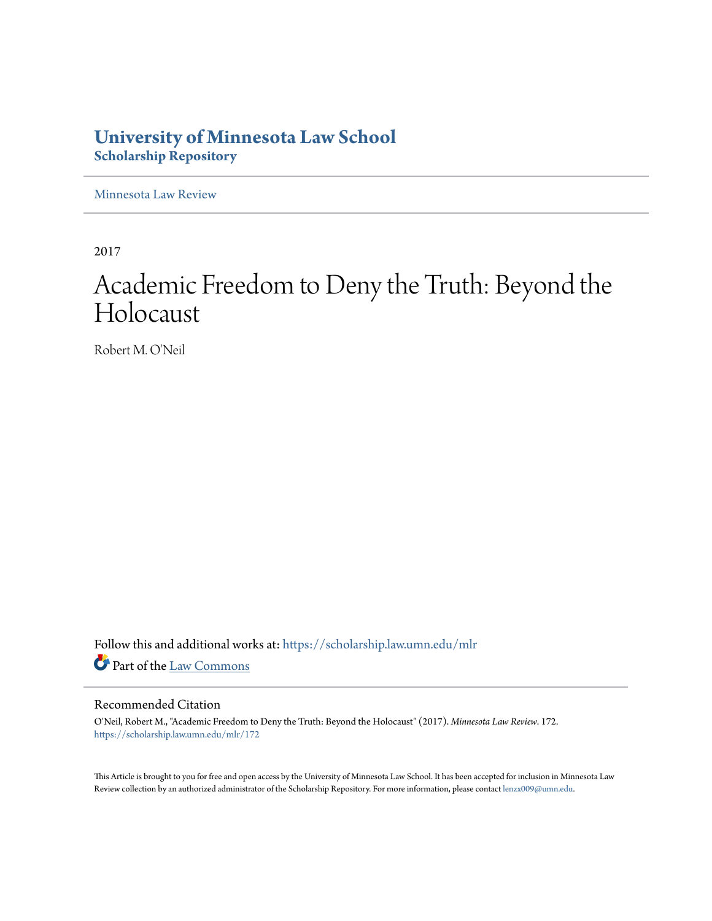# University of Minnesota Law School
## Scholarship Repository

Minnesota Law Review

2017

# Academic Freedom to Deny the Truth: Beyond the Holocaust

Robert M. O'Neil

Follow this and additional works at: https://scholarship.law.umn.edu/mlr

Part of the Law Commons

### Recommended Citation

O'Neil, Robert M., "Academic Freedom to Deny the Truth: Beyond the Holocaust" (2017). *Minnesota Law Review*. 172.
https://scholarship.law.umn.edu/mlr/172

This Article is brought to you for free and open access by the University of Minnesota Law School. It has been accepted for inclusion in Minnesota Law Review collection by an authorized administrator of the Scholarship Repository. For more information, please contact lenzx009@umn.edu.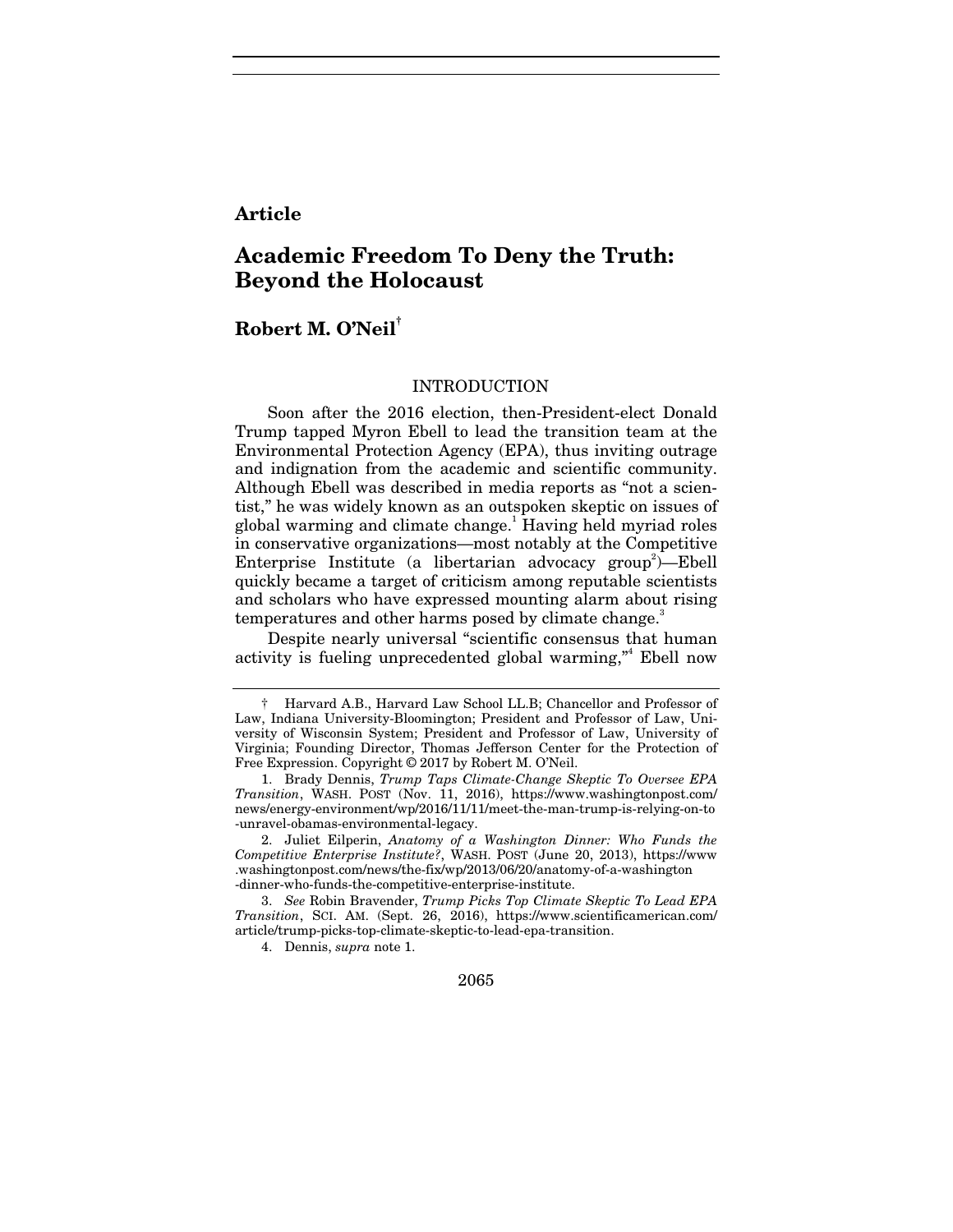**Article**

# Academic Freedom To Deny the Truth: Beyond the Holocaust

## Robert M. O'Neil[†]

### INTRODUCTION

Soon after the 2016 election, then-President-elect Donald Trump tapped Myron Ebell to lead the transition team at the Environmental Protection Agency (EPA), thus inviting outrage and indignation from the academic and scientific community. Although Ebell was described in media reports as "not a scientist," he was widely known as an outspoken skeptic on issues of global warming and climate change.[1] Having held myriad roles in conservative organizations—most notably at the Competitive Enterprise Institute (a libertarian advocacy group[2])—Ebell quickly became a target of criticism among reputable scientists and scholars who have expressed mounting alarm about rising temperatures and other harms posed by climate change.[3]

Despite nearly universal "scientific consensus that human activity is fueling unprecedented global warming,"[4] Ebell now

---

† Harvard A.B., Harvard Law School LL.B; Chancellor and Professor of Law, Indiana University-Bloomington; President and Professor of Law, University of Wisconsin System; President and Professor of Law, University of Virginia; Founding Director, Thomas Jefferson Center for the Protection of Free Expression. Copyright © 2017 by Robert M. O'Neil.

1. Brady Dennis, *Trump Taps Climate-Change Skeptic To Oversee EPA Transition*, WASH. POST (Nov. 11, 2016), https://www.washingtonpost.com/news/energy-environment/wp/2016/11/11/meet-the-man-trump-is-relying-on-to-unravel-obamas-environmental-legacy.

2. Juliet Eilperin, *Anatomy of a Washington Dinner: Who Funds the Competitive Enterprise Institute?*, WASH. POST (June 20, 2013), https://www.washingtonpost.com/news/the-fix/wp/2013/06/20/anatomy-of-a-washington-dinner-who-funds-the-competitive-enterprise-institute.

3. *See* Robin Bravender, *Trump Picks Top Climate Skeptic To Lead EPA Transition*, SCI. AM. (Sept. 26, 2016), https://www.scientificamerican.com/article/trump-picks-top-climate-skeptic-to-lead-epa-transition.

4. Dennis, *supra* note 1.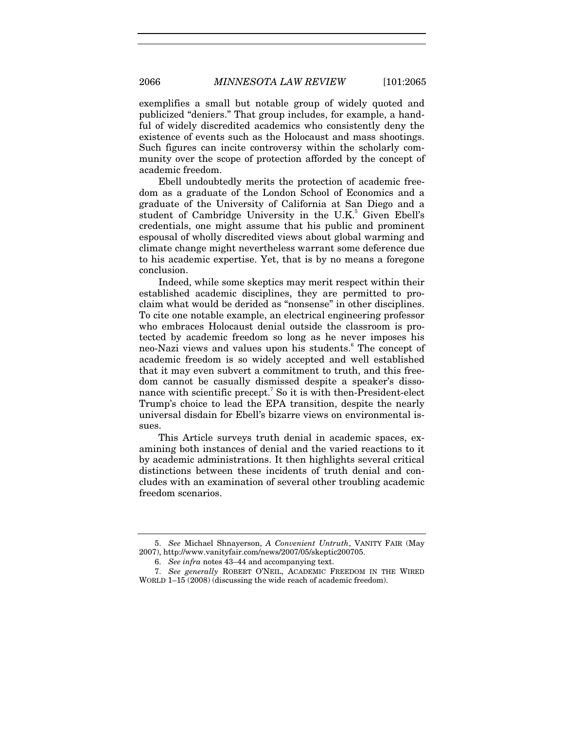exemplifies a small but notable group of widely quoted and publicized "deniers." That group includes, for example, a handful of widely discredited academics who consistently deny the existence of events such as the Holocaust and mass shootings. Such figures can incite controversy within the scholarly community over the scope of protection afforded by the concept of academic freedom.

Ebell undoubtedly merits the protection of academic freedom as a graduate of the London School of Economics and a graduate of the University of California at San Diego and a student of Cambridge University in the U.K.[5] Given Ebell's credentials, one might assume that his public and prominent espousal of wholly discredited views about global warming and climate change might nevertheless warrant some deference due to his academic expertise. Yet, that is by no means a foregone conclusion.

Indeed, while some skeptics may merit respect within their established academic disciplines, they are permitted to proclaim what would be derided as "nonsense" in other disciplines. To cite one notable example, an electrical engineering professor who embraces Holocaust denial outside the classroom is protected by academic freedom so long as he never imposes his neo-Nazi views and values upon his students.[6] The concept of academic freedom is so widely accepted and well established that it may even subvert a commitment to truth, and this freedom cannot be casually dismissed despite a speaker's dissonance with scientific precept.[7] So it is with then-President-elect Trump's choice to lead the EPA transition, despite the nearly universal disdain for Ebell's bizarre views on environmental issues.

This Article surveys truth denial in academic spaces, examining both instances of denial and the varied reactions to it by academic administrations. It then highlights several critical distinctions between these incidents of truth denial and concludes with an examination of several other troubling academic freedom scenarios.

---

5. *See* Michael Shnayerson, *A Convenient Untruth*, VANITY FAIR (May 2007), http://www.vanityfair.com/news/2007/05/skeptic200705.

6. *See infra* notes 43–44 and accompanying text.

7. *See generally* ROBERT O'NEIL, ACADEMIC FREEDOM IN THE WIRED WORLD 1–15 (2008) (discussing the wide reach of academic freedom).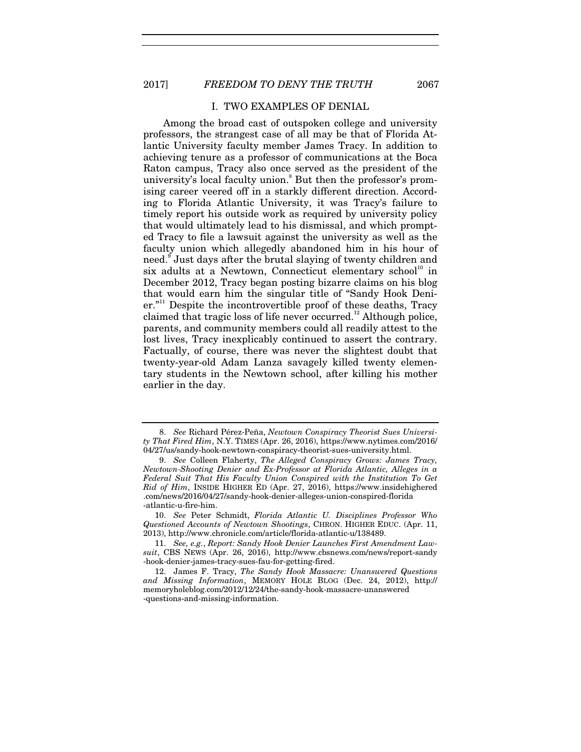## I. TWO EXAMPLES OF DENIAL

Among the broad cast of outspoken college and university professors, the strangest case of all may be that of Florida Atlantic University faculty member James Tracy. In addition to achieving tenure as a professor of communications at the Boca Raton campus, Tracy also once served as the president of the university's local faculty union.[8] But then the professor's promising career veered off in a starkly different direction. According to Florida Atlantic University, it was Tracy's failure to timely report his outside work as required by university policy that would ultimately lead to his dismissal, and which prompted Tracy to file a lawsuit against the university as well as the faculty union which allegedly abandoned him in his hour of need.[9] Just days after the brutal slaying of twenty children and six adults at a Newtown, Connecticut elementary school[10] in December 2012, Tracy began posting bizarre claims on his blog that would earn him the singular title of "Sandy Hook Denier."[11] Despite the incontrovertible proof of these deaths, Tracy claimed that tragic loss of life never occurred.[12] Although police, parents, and community members could all readily attest to the lost lives, Tracy inexplicably continued to assert the contrary. Factually, of course, there was never the slightest doubt that twenty-year-old Adam Lanza savagely killed twenty elementary students in the Newtown school, after killing his mother earlier in the day.

---

8. *See* Richard Pérez-Peña, *Newtown Conspiracy Theorist Sues University That Fired Him*, N.Y. TIMES (Apr. 26, 2016), https://www.nytimes.com/2016/04/27/us/sandy-hook-newtown-conspiracy-theorist-sues-university.html.

9. *See* Colleen Flaherty, *The Alleged Conspiracy Grows: James Tracy, Newtown-Shooting Denier and Ex-Professor at Florida Atlantic, Alleges in a Federal Suit That His Faculty Union Conspired with the Institution To Get Rid of Him*, INSIDE HIGHER ED (Apr. 27, 2016), https://www.insidehighered.com/news/2016/04/27/sandy-hook-denier-alleges-union-conspired-florida-atlantic-u-fire-him.

10. *See* Peter Schmidt, *Florida Atlantic U. Disciplines Professor Who Questioned Accounts of Newtown Shootings*, CHRON. HIGHER EDUC. (Apr. 11, 2013), http://www.chronicle.com/article/florida-atlantic-u/138489.

11. *See, e.g.*, *Report: Sandy Hook Denier Launches First Amendment Lawsuit*, CBS NEWS (Apr. 26, 2016), http://www.cbsnews.com/news/report-sandy-hook-denier-james-tracy-sues-fau-for-getting-fired.

12. James F. Tracy, *The Sandy Hook Massacre: Unanswered Questions and Missing Information*, MEMORY HOLE BLOG (Dec. 24, 2012), http://memoryholeblog.com/2012/12/24/the-sandy-hook-massacre-unanswered-questions-and-missing-information.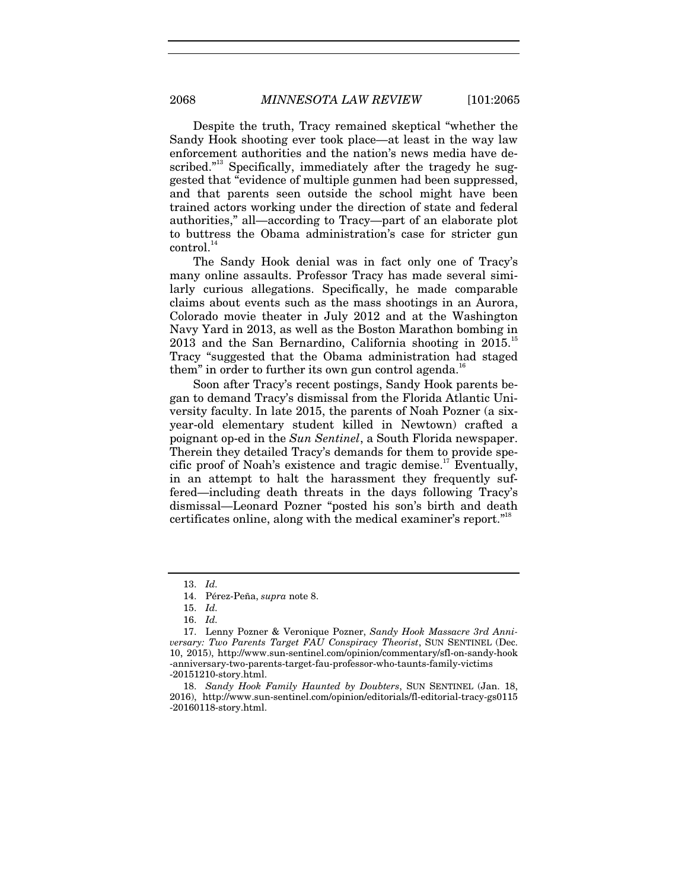Despite the truth, Tracy remained skeptical "whether the Sandy Hook shooting ever took place—at least in the way law enforcement authorities and the nation's news media have described."[13] Specifically, immediately after the tragedy he suggested that "evidence of multiple gunmen had been suppressed, and that parents seen outside the school might have been trained actors working under the direction of state and federal authorities," all—according to Tracy—part of an elaborate plot to buttress the Obama administration's case for stricter gun control.[14]

The Sandy Hook denial was in fact only one of Tracy's many online assaults. Professor Tracy has made several similarly curious allegations. Specifically, he made comparable claims about events such as the mass shootings in an Aurora, Colorado movie theater in July 2012 and at the Washington Navy Yard in 2013, as well as the Boston Marathon bombing in 2013 and the San Bernardino, California shooting in 2015.[15] Tracy "suggested that the Obama administration had staged them" in order to further its own gun control agenda.[16]

Soon after Tracy's recent postings, Sandy Hook parents began to demand Tracy's dismissal from the Florida Atlantic University faculty. In late 2015, the parents of Noah Pozner (a six-year-old elementary student killed in Newtown) crafted a poignant op-ed in the *Sun Sentinel*, a South Florida newspaper. Therein they detailed Tracy's demands for them to provide specific proof of Noah's existence and tragic demise.[17] Eventually, in an attempt to halt the harassment they frequently suffered—including death threats in the days following Tracy's dismissal—Leonard Pozner "posted his son's birth and death certificates online, along with the medical examiner's report."[18]

---

13. *Id.*

14. Pérez-Peña, *supra* note 8.

15. *Id.*

16. *Id.*

17. Lenny Pozner & Veronique Pozner, *Sandy Hook Massacre 3rd Anniversary: Two Parents Target FAU Conspiracy Theorist*, SUN SENTINEL (Dec. 10, 2015), http://www.sun-sentinel.com/opinion/commentary/sfl-on-sandy-hook-anniversary-two-parents-target-fau-professor-who-taunts-family-victims-20151210-story.html.

18. *Sandy Hook Family Haunted by Doubters*, SUN SENTINEL (Jan. 18, 2016), http://www.sun-sentinel.com/opinion/editorials/fl-editorial-tracy-gs0115-20160118-story.html.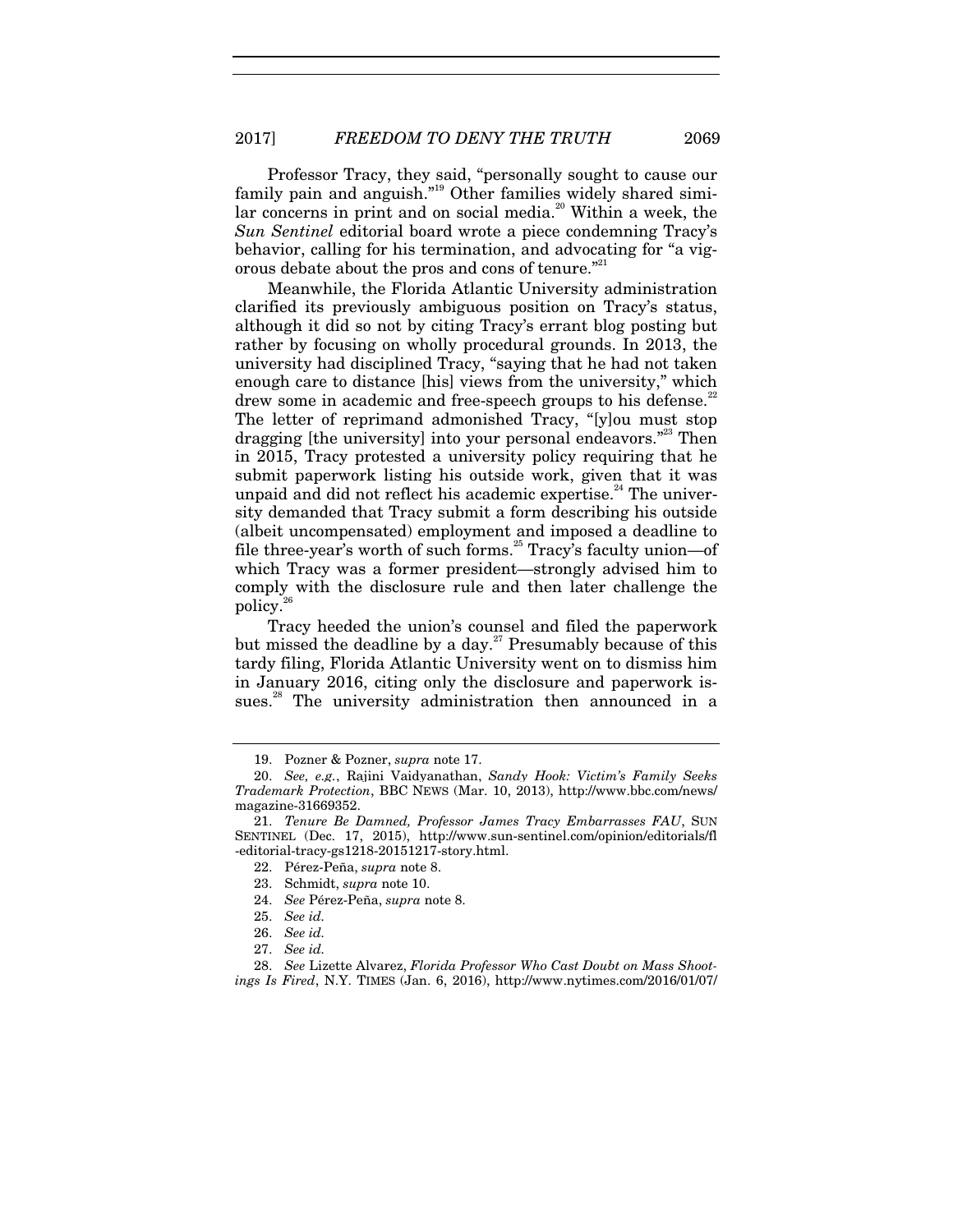Professor Tracy, they said, "personally sought to cause our family pain and anguish."[19] Other families widely shared similar concerns in print and on social media.[20] Within a week, the *Sun Sentinel* editorial board wrote a piece condemning Tracy's behavior, calling for his termination, and advocating for "a vigorous debate about the pros and cons of tenure."[21]

Meanwhile, the Florida Atlantic University administration clarified its previously ambiguous position on Tracy's status, although it did so not by citing Tracy's errant blog posting but rather by focusing on wholly procedural grounds. In 2013, the university had disciplined Tracy, "saying that he had not taken enough care to distance [his] views from the university," which drew some in academic and free-speech groups to his defense.[22] The letter of reprimand admonished Tracy, "[y]ou must stop dragging [the university] into your personal endeavors."[23] Then in 2015, Tracy protested a university policy requiring that he submit paperwork listing his outside work, given that it was unpaid and did not reflect his academic expertise.[24] The university demanded that Tracy submit a form describing his outside (albeit uncompensated) employment and imposed a deadline to file three-year's worth of such forms.[25] Tracy's faculty union—of which Tracy was a former president—strongly advised him to comply with the disclosure rule and then later challenge the policy.[26]

Tracy heeded the union's counsel and filed the paperwork but missed the deadline by a day.[27] Presumably because of this tardy filing, Florida Atlantic University went on to dismiss him in January 2016, citing only the disclosure and paperwork issues.[28] The university administration then announced in a

19. Pozner & Pozner, *supra* note 17.

20. *See, e.g.*, Rajini Vaidyanathan, *Sandy Hook: Victim's Family Seeks Trademark Protection*, BBC NEWS (Mar. 10, 2013), http://www.bbc.com/news/magazine-31669352.

21. *Tenure Be Damned, Professor James Tracy Embarrasses FAU*, SUN SENTINEL (Dec. 17, 2015), http://www.sun-sentinel.com/opinion/editorials/fl-editorial-tracy-gs1218-20151217-story.html.

22. Pérez-Peña, *supra* note 8.

23. Schmidt, *supra* note 10.

24. *See* Pérez-Peña, *supra* note 8.

25. *See id.*

26. *See id.*

27. *See id.*

28. *See* Lizette Alvarez, *Florida Professor Who Cast Doubt on Mass Shootings Is Fired*, N.Y. TIMES (Jan. 6, 2016), http://www.nytimes.com/2016/01/07/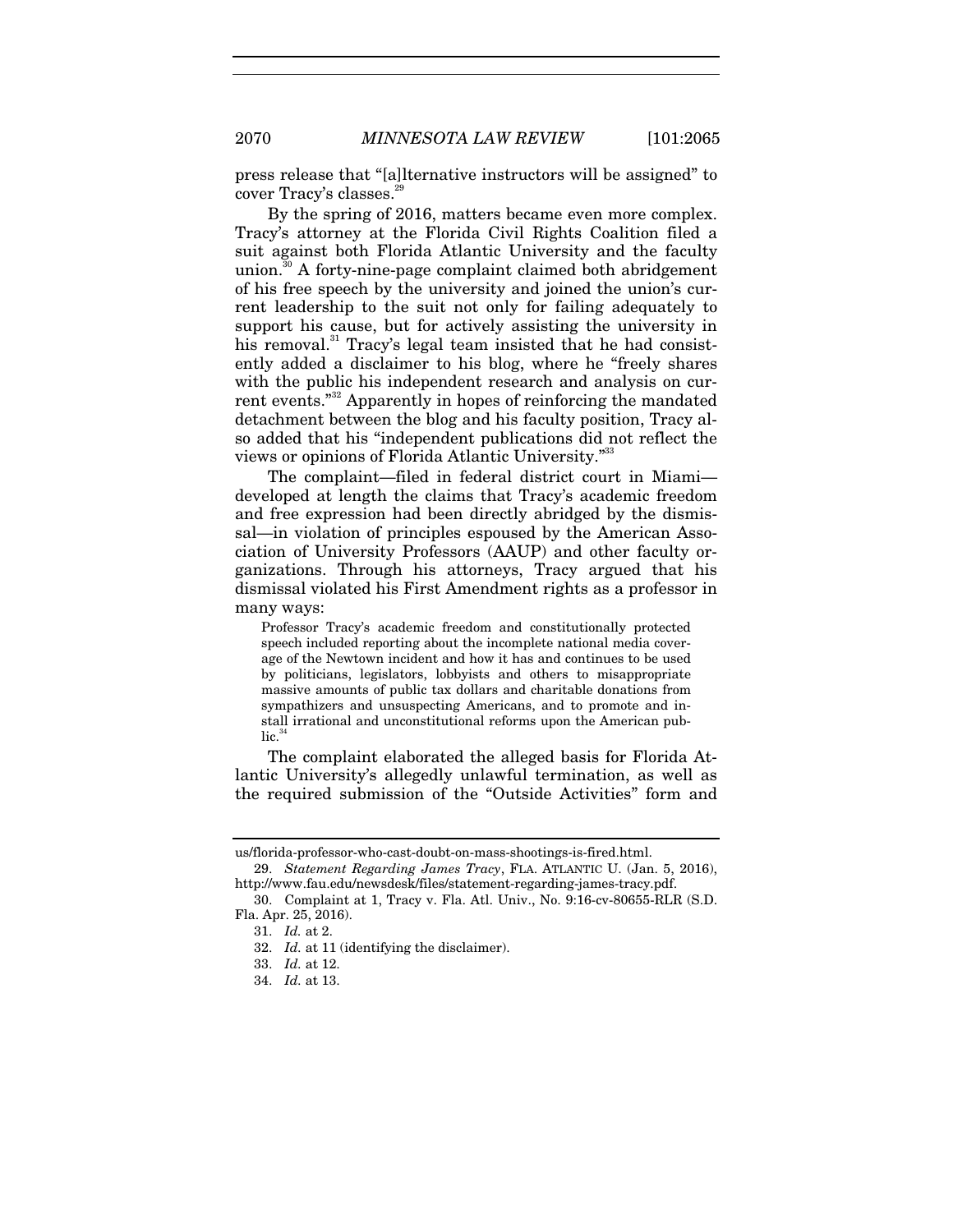press release that "[a]lternative instructors will be assigned" to cover Tracy's classes.[29]

By the spring of 2016, matters became even more complex. Tracy's attorney at the Florida Civil Rights Coalition filed a suit against both Florida Atlantic University and the faculty union.[30] A forty-nine-page complaint claimed both abridgement of his free speech by the university and joined the union's current leadership to the suit not only for failing adequately to support his cause, but for actively assisting the university in his removal.[31] Tracy's legal team insisted that he had consistently added a disclaimer to his blog, where he "freely shares with the public his independent research and analysis on current events."[32] Apparently in hopes of reinforcing the mandated detachment between the blog and his faculty position, Tracy also added that his "independent publications did not reflect the views or opinions of Florida Atlantic University."[33]

The complaint—filed in federal district court in Miami—developed at length the claims that Tracy's academic freedom and free expression had been directly abridged by the dismissal—in violation of principles espoused by the American Association of University Professors (AAUP) and other faculty organizations. Through his attorneys, Tracy argued that his dismissal violated his First Amendment rights as a professor in many ways:

> Professor Tracy's academic freedom and constitutionally protected speech included reporting about the incomplete national media coverage of the Newtown incident and how it has and continues to be used by politicians, legislators, lobbyists and others to misappropriate massive amounts of public tax dollars and charitable donations from sympathizers and unsuspecting Americans, and to promote and install irrational and unconstitutional reforms upon the American public.[34]

The complaint elaborated the alleged basis for Florida Atlantic University's allegedly unlawful termination, as well as the required submission of the "Outside Activities" form and

---

us/florida-professor-who-cast-doubt-on-mass-shootings-is-fired.html.

29. *Statement Regarding James Tracy*, FLA. ATLANTIC U. (Jan. 5, 2016), http://www.fau.edu/newsdesk/files/statement-regarding-james-tracy.pdf.

30. Complaint at 1, Tracy v. Fla. Atl. Univ., No. 9:16-cv-80655-RLR (S.D. Fla. Apr. 25, 2016).

31. *Id.* at 2.

32. *Id.* at 11 (identifying the disclaimer).

33. *Id.* at 12.

34. *Id.* at 13.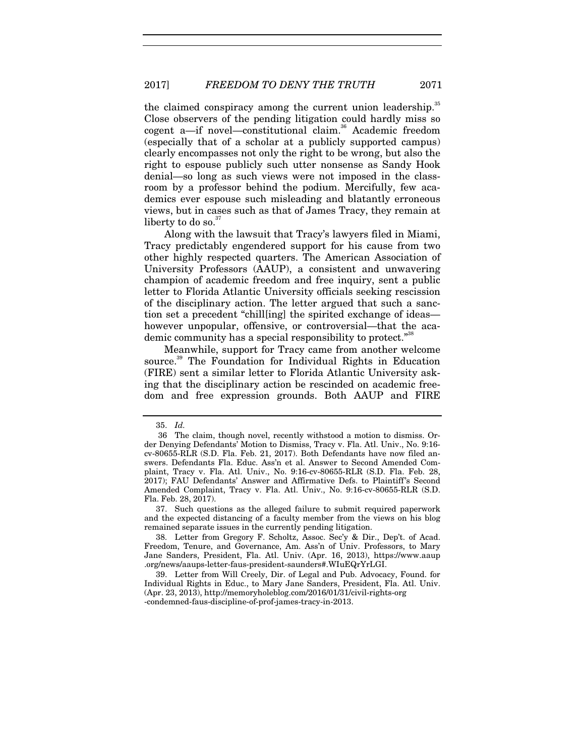the claimed conspiracy among the current union leadership.[35] Close observers of the pending litigation could hardly miss so cogent a—if novel—constitutional claim.[36] Academic freedom (especially that of a scholar at a publicly supported campus) clearly encompasses not only the right to be wrong, but also the right to espouse publicly such utter nonsense as Sandy Hook denial—so long as such views were not imposed in the classroom by a professor behind the podium. Mercifully, few academics ever espouse such misleading and blatantly erroneous views, but in cases such as that of James Tracy, they remain at liberty to do so.[37]

Along with the lawsuit that Tracy's lawyers filed in Miami, Tracy predictably engendered support for his cause from two other highly respected quarters. The American Association of University Professors (AAUP), a consistent and unwavering champion of academic freedom and free inquiry, sent a public letter to Florida Atlantic University officials seeking rescission of the disciplinary action. The letter argued that such a sanction set a precedent "chill[ing] the spirited exchange of ideas—however unpopular, offensive, or controversial—that the academic community has a special responsibility to protect."[38]

Meanwhile, support for Tracy came from another welcome source.[39] The Foundation for Individual Rights in Education (FIRE) sent a similar letter to Florida Atlantic University asking that the disciplinary action be rescinded on academic freedom and free expression grounds. Both AAUP and FIRE

---

35. *Id.*

36 The claim, though novel, recently withstood a motion to dismiss. Order Denying Defendants' Motion to Dismiss, Tracy v. Fla. Atl. Univ., No. 9:16-cv-80655-RLR (S.D. Fla. Feb. 21, 2017). Both Defendants have now filed answers. Defendants Fla. Educ. Ass'n et al. Answer to Second Amended Complaint, Tracy v. Fla. Atl. Univ., No. 9:16-cv-80655-RLR (S.D. Fla. Feb. 28, 2017); FAU Defendants' Answer and Affirmative Defs. to Plaintiff's Second Amended Complaint, Tracy v. Fla. Atl. Univ., No. 9:16-cv-80655-RLR (S.D. Fla. Feb. 28, 2017).

37. Such questions as the alleged failure to submit required paperwork and the expected distancing of a faculty member from the views on his blog remained separate issues in the currently pending litigation.

38. Letter from Gregory F. Scholtz, Assoc. Sec'y & Dir., Dep't. of Acad. Freedom, Tenure, and Governance, Am. Ass'n of Univ. Professors, to Mary Jane Sanders, President, Fla. Atl. Univ. (Apr. 16, 2013), https://www.aaup.org/news/aaups-letter-faus-president-saunders#.WIuEQrYrLGI.

39. Letter from Will Creely, Dir. of Legal and Pub. Advocacy, Found. for Individual Rights in Educ., to Mary Jane Sanders, President, Fla. Atl. Univ. (Apr. 23, 2013), http://memoryholeblog.com/2016/01/31/civil-rights-org-condemned-faus-discipline-of-prof-james-tracy-in-2013.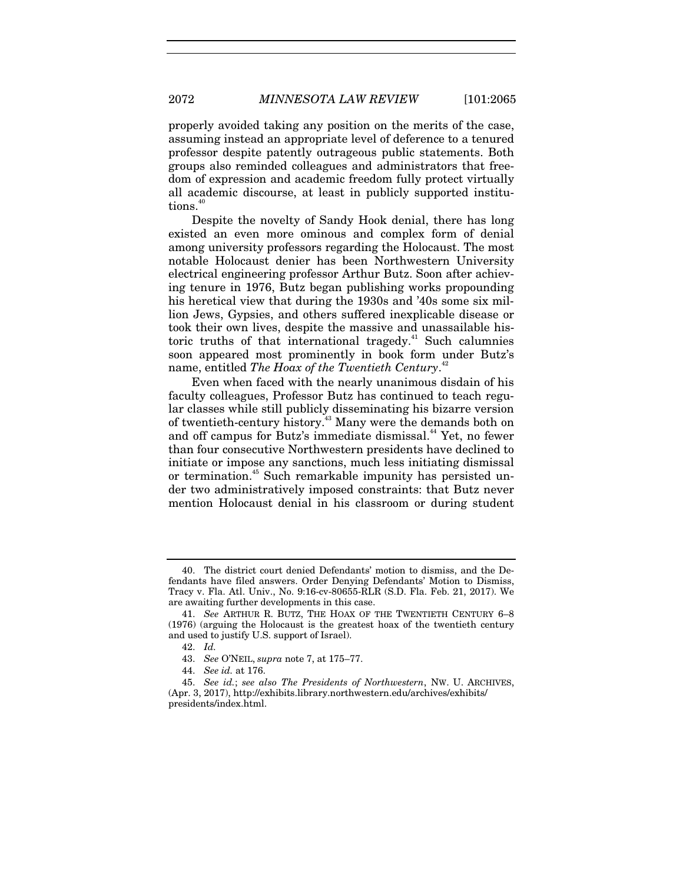properly avoided taking any position on the merits of the case, assuming instead an appropriate level of deference to a tenured professor despite patently outrageous public statements. Both groups also reminded colleagues and administrators that freedom of expression and academic freedom fully protect virtually all academic discourse, at least in publicly supported institutions.[40]

Despite the novelty of Sandy Hook denial, there has long existed an even more ominous and complex form of denial among university professors regarding the Holocaust. The most notable Holocaust denier has been Northwestern University electrical engineering professor Arthur Butz. Soon after achieving tenure in 1976, Butz began publishing works propounding his heretical view that during the 1930s and '40s some six million Jews, Gypsies, and others suffered inexplicable disease or took their own lives, despite the massive and unassailable historic truths of that international tragedy.[41] Such calumnies soon appeared most prominently in book form under Butz's name, entitled *The Hoax of the Twentieth Century*.[42]

Even when faced with the nearly unanimous disdain of his faculty colleagues, Professor Butz has continued to teach regular classes while still publicly disseminating his bizarre version of twentieth-century history.[43] Many were the demands both on and off campus for Butz's immediate dismissal.[44] Yet, no fewer than four consecutive Northwestern presidents have declined to initiate or impose any sanctions, much less initiating dismissal or termination.[45] Such remarkable impunity has persisted under two administratively imposed constraints: that Butz never mention Holocaust denial in his classroom or during student

---

40. The district court denied Defendants' motion to dismiss, and the Defendants have filed answers. Order Denying Defendants' Motion to Dismiss, Tracy v. Fla. Atl. Univ., No. 9:16-cv-80655-RLR (S.D. Fla. Feb. 21, 2017). We are awaiting further developments in this case.

41. *See* ARTHUR R. BUTZ, THE HOAX OF THE TWENTIETH CENTURY 6–8 (1976) (arguing the Holocaust is the greatest hoax of the twentieth century and used to justify U.S. support of Israel).

42. *Id.*

43. *See* O'NEIL, *supra* note 7, at 175–77.

44. *See id.* at 176.

45. *See id.*; *see also The Presidents of Northwestern*, NW. U. ARCHIVES, (Apr. 3, 2017), http://exhibits.library.northwestern.edu/archives/exhibits/presidents/index.html.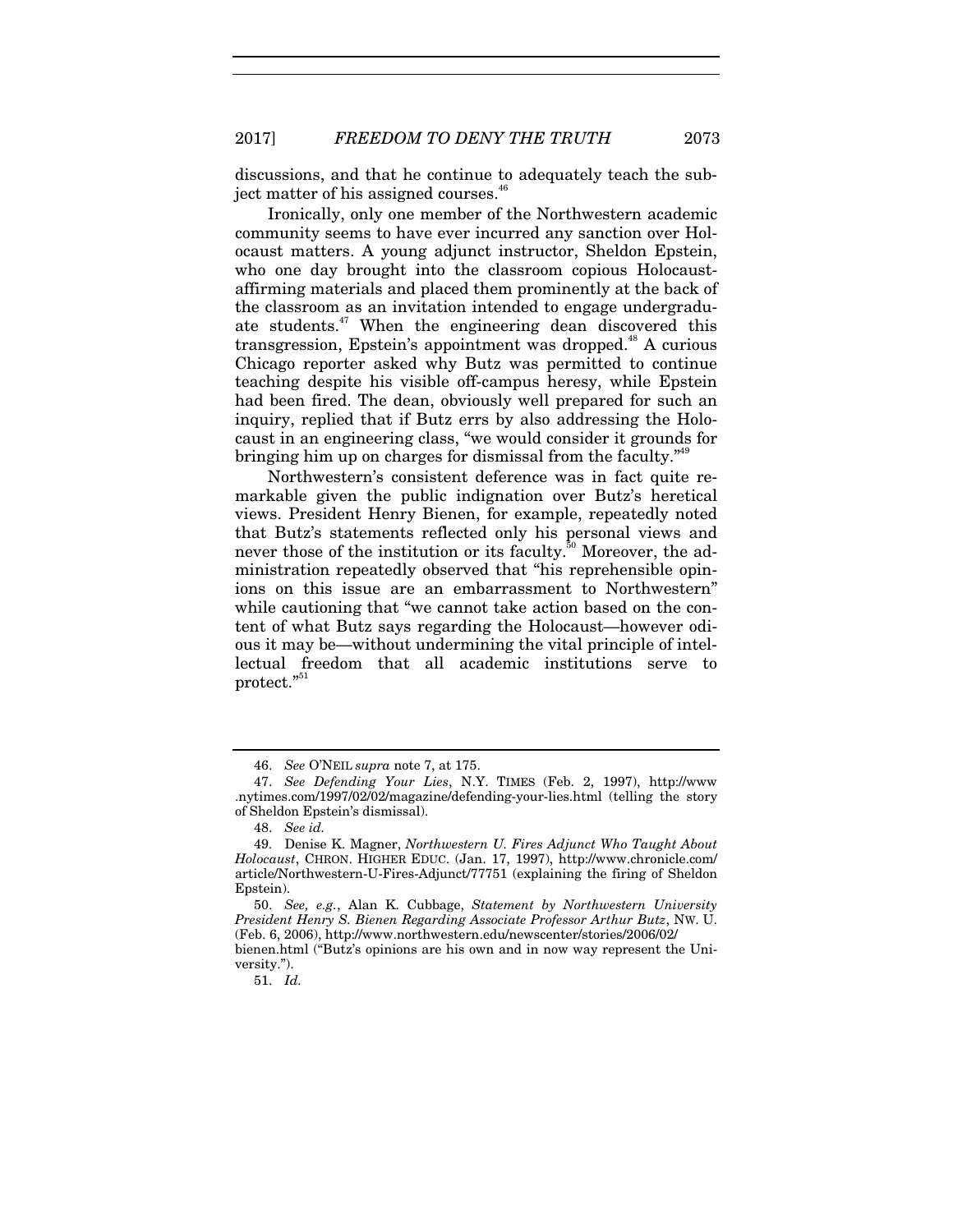discussions, and that he continue to adequately teach the subject matter of his assigned courses.[46]

Ironically, only one member of the Northwestern academic community seems to have ever incurred any sanction over Holocaust matters. A young adjunct instructor, Sheldon Epstein, who one day brought into the classroom copious Holocaust-affirming materials and placed them prominently at the back of the classroom as an invitation intended to engage undergraduate students.[47] When the engineering dean discovered this transgression, Epstein's appointment was dropped.[48] A curious Chicago reporter asked why Butz was permitted to continue teaching despite his visible off-campus heresy, while Epstein had been fired. The dean, obviously well prepared for such an inquiry, replied that if Butz errs by also addressing the Holocaust in an engineering class, "we would consider it grounds for bringing him up on charges for dismissal from the faculty."[49]

Northwestern's consistent deference was in fact quite remarkable given the public indignation over Butz's heretical views. President Henry Bienen, for example, repeatedly noted that Butz's statements reflected only his personal views and never those of the institution or its faculty.[50] Moreover, the administration repeatedly observed that "his reprehensible opinions on this issue are an embarrassment to Northwestern" while cautioning that "we cannot take action based on the content of what Butz says regarding the Holocaust—however odious it may be—without undermining the vital principle of intellectual freedom that all academic institutions serve to protect."[51]

---

46. *See* O'NEIL *supra* note 7, at 175.

47. *See Defending Your Lies*, N.Y. TIMES (Feb. 2, 1997), http://www.nytimes.com/1997/02/02/magazine/defending-your-lies.html (telling the story of Sheldon Epstein's dismissal).

48. *See id.*

49. Denise K. Magner, *Northwestern U. Fires Adjunct Who Taught About Holocaust*, CHRON. HIGHER EDUC. (Jan. 17, 1997), http://www.chronicle.com/article/Northwestern-U-Fires-Adjunct/77751 (explaining the firing of Sheldon Epstein).

50. *See, e.g.*, Alan K. Cubbage, *Statement by Northwestern University President Henry S. Bienen Regarding Associate Professor Arthur Butz*, NW. U. (Feb. 6, 2006), http://www.northwestern.edu/newscenter/stories/2006/02/bienen.html ("Butz's opinions are his own and in now way represent the University.").

51. *Id.*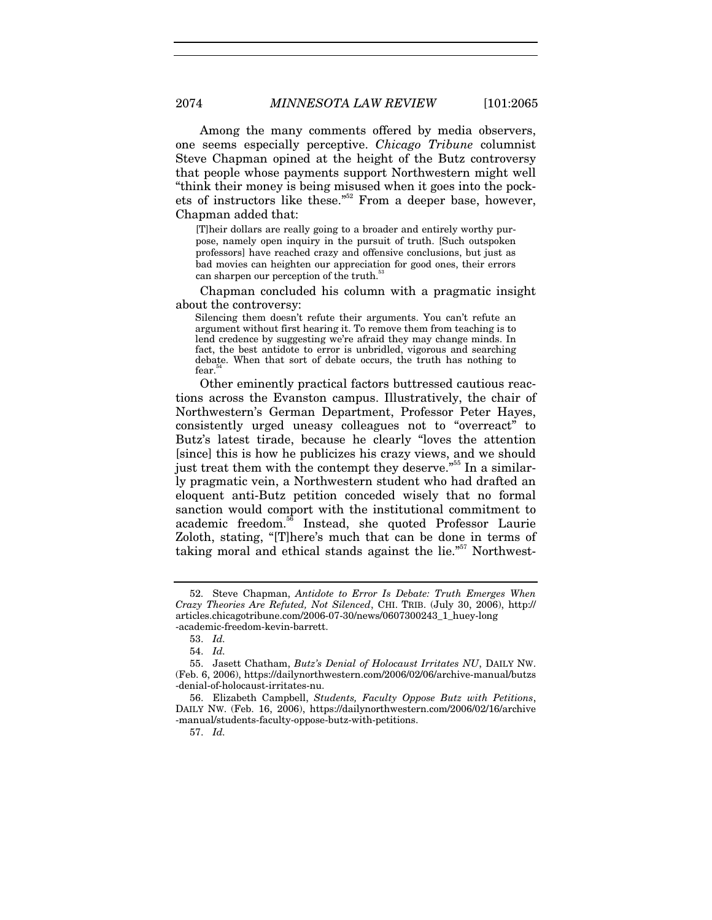Among the many comments offered by media observers, one seems especially perceptive. *Chicago Tribune* columnist Steve Chapman opined at the height of the Butz controversy that people whose payments support Northwestern might well "think their money is being misused when it goes into the pockets of instructors like these."[52] From a deeper base, however, Chapman added that:

> [T]heir dollars are really going to a broader and entirely worthy purpose, namely open inquiry in the pursuit of truth. [Such outspoken professors] have reached crazy and offensive conclusions, but just as bad movies can heighten our appreciation for good ones, their errors can sharpen our perception of the truth.[53]

Chapman concluded his column with a pragmatic insight about the controversy:

> Silencing them doesn't refute their arguments. You can't refute an argument without first hearing it. To remove them from teaching is to lend credence by suggesting we're afraid they may change minds. In fact, the best antidote to error is unbridled, vigorous and searching debate. When that sort of debate occurs, the truth has nothing to fear.[54]

Other eminently practical factors buttressed cautious reactions across the Evanston campus. Illustratively, the chair of Northwestern's German Department, Professor Peter Hayes, consistently urged uneasy colleagues not to "overreact" to Butz's latest tirade, because he clearly "loves the attention [since] this is how he publicizes his crazy views, and we should just treat them with the contempt they deserve."[55] In a similarly pragmatic vein, a Northwestern student who had drafted an eloquent anti-Butz petition conceded wisely that no formal sanction would comport with the institutional commitment to academic freedom.[56] Instead, she quoted Professor Laurie Zoloth, stating, "[T]here's much that can be done in terms of taking moral and ethical stands against the lie."[57] Northwest-

---

52. Steve Chapman, *Antidote to Error Is Debate: Truth Emerges When Crazy Theories Are Refuted, Not Silenced*, CHI. TRIB. (July 30, 2006), http://articles.chicagotribune.com/2006-07-30/news/0607300243_1_huey-long-academic-freedom-kevin-barrett.

53. *Id.*

54. *Id.*

55. Jasett Chatham, *Butz's Denial of Holocaust Irritates NU*, DAILY NW. (Feb. 6, 2006), https://dailynorthwestern.com/2006/02/06/archive-manual/butzs-denial-of-holocaust-irritates-nu.

56. Elizabeth Campbell, *Students, Faculty Oppose Butz with Petitions*, DAILY NW. (Feb. 16, 2006), https://dailynorthwestern.com/2006/02/16/archive-manual/students-faculty-oppose-butz-with-petitions.

57. *Id.*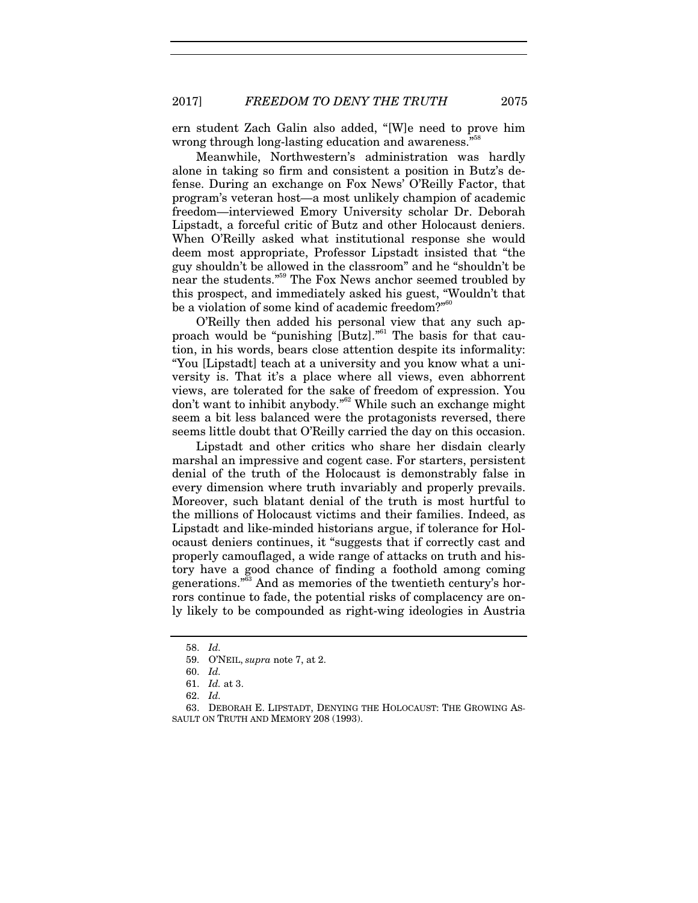ern student Zach Galin also added, "[W]e need to prove him wrong through long-lasting education and awareness."[58]

Meanwhile, Northwestern's administration was hardly alone in taking so firm and consistent a position in Butz's defense. During an exchange on Fox News' O'Reilly Factor, that program's veteran host—a most unlikely champion of academic freedom—interviewed Emory University scholar Dr. Deborah Lipstadt, a forceful critic of Butz and other Holocaust deniers. When O'Reilly asked what institutional response she would deem most appropriate, Professor Lipstadt insisted that "the guy shouldn't be allowed in the classroom" and he "shouldn't be near the students."[59] The Fox News anchor seemed troubled by this prospect, and immediately asked his guest, "Wouldn't that be a violation of some kind of academic freedom?"[60]

O'Reilly then added his personal view that any such approach would be "punishing [Butz]."[61] The basis for that caution, in his words, bears close attention despite its informality: "You [Lipstadt] teach at a university and you know what a university is. That it's a place where all views, even abhorrent views, are tolerated for the sake of freedom of expression. You don't want to inhibit anybody."[62] While such an exchange might seem a bit less balanced were the protagonists reversed, there seems little doubt that O'Reilly carried the day on this occasion.

Lipstadt and other critics who share her disdain clearly marshal an impressive and cogent case. For starters, persistent denial of the truth of the Holocaust is demonstrably false in every dimension where truth invariably and properly prevails. Moreover, such blatant denial of the truth is most hurtful to the millions of Holocaust victims and their families. Indeed, as Lipstadt and like-minded historians argue, if tolerance for Holocaust deniers continues, it "suggests that if correctly cast and properly camouflaged, a wide range of attacks on truth and history have a good chance of finding a foothold among coming generations."[63] And as memories of the twentieth century's horrors continue to fade, the potential risks of complacency are only likely to be compounded as right-wing ideologies in Austria

---

58. *Id.*

59. O'NEIL, *supra* note 7, at 2.

60. *Id.*

61. *Id.* at 3.

62. *Id.*

63. DEBORAH E. LIPSTADT, DENYING THE HOLOCAUST: THE GROWING ASSAULT ON TRUTH AND MEMORY 208 (1993).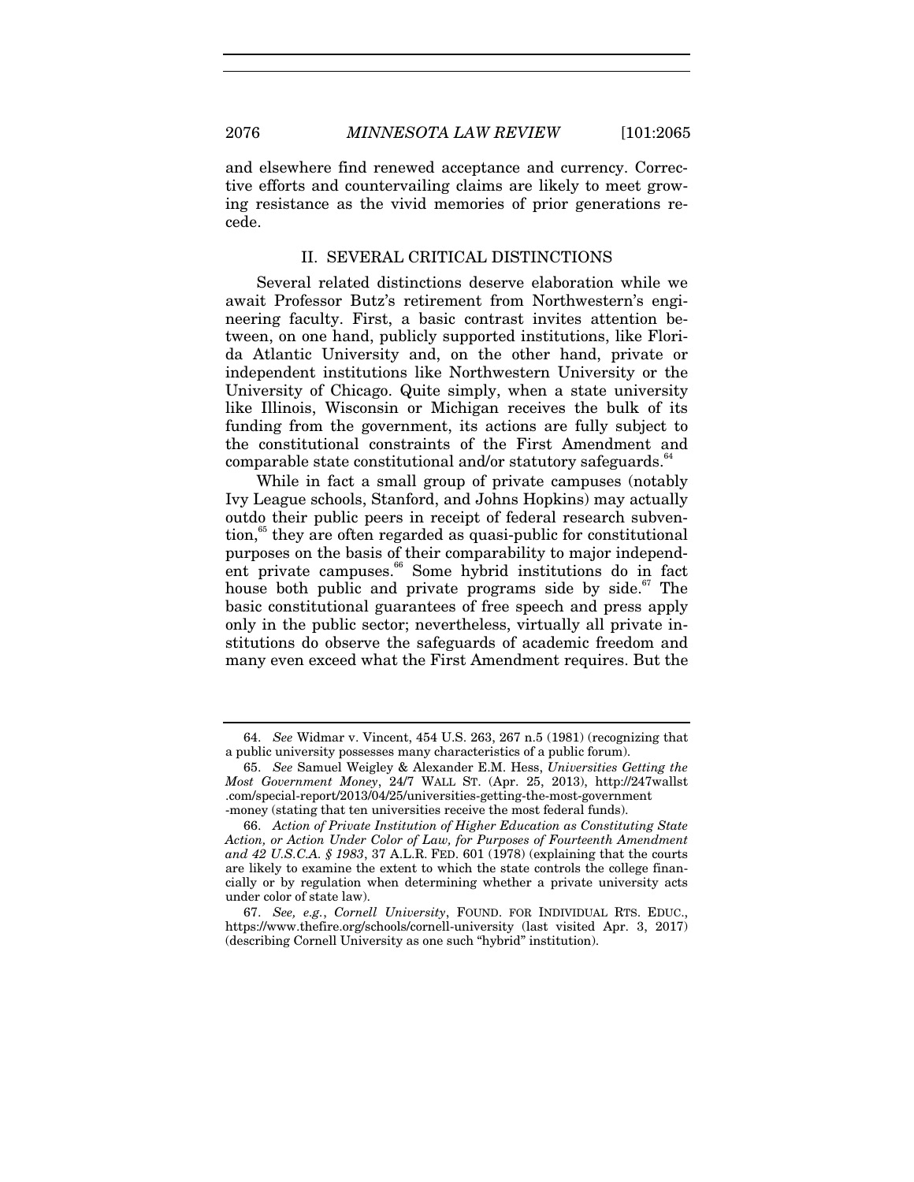and elsewhere find renewed acceptance and currency. Corrective efforts and countervailing claims are likely to meet growing resistance as the vivid memories of prior generations recede.

## II. SEVERAL CRITICAL DISTINCTIONS

Several related distinctions deserve elaboration while we await Professor Butz's retirement from Northwestern's engineering faculty. First, a basic contrast invites attention between, on one hand, publicly supported institutions, like Florida Atlantic University and, on the other hand, private or independent institutions like Northwestern University or the University of Chicago. Quite simply, when a state university like Illinois, Wisconsin or Michigan receives the bulk of its funding from the government, its actions are fully subject to the constitutional constraints of the First Amendment and comparable state constitutional and/or statutory safeguards.[64]

While in fact a small group of private campuses (notably Ivy League schools, Stanford, and Johns Hopkins) may actually outdo their public peers in receipt of federal research subvention,[65] they are often regarded as quasi-public for constitutional purposes on the basis of their comparability to major independent private campuses.[66] Some hybrid institutions do in fact house both public and private programs side by side.[67] The basic constitutional guarantees of free speech and press apply only in the public sector; nevertheless, virtually all private institutions do observe the safeguards of academic freedom and many even exceed what the First Amendment requires. But the

---

64. *See* Widmar v. Vincent, 454 U.S. 263, 267 n.5 (1981) (recognizing that a public university possesses many characteristics of a public forum).

65. *See* Samuel Weigley & Alexander E.M. Hess, *Universities Getting the Most Government Money*, 24/7 WALL ST. (Apr. 25, 2013), http://247wallst.com/special-report/2013/04/25/universities-getting-the-most-government-money (stating that ten universities receive the most federal funds).

66. *Action of Private Institution of Higher Education as Constituting State Action, or Action Under Color of Law, for Purposes of Fourteenth Amendment and 42 U.S.C.A. § 1983*, 37 A.L.R. FED. 601 (1978) (explaining that the courts are likely to examine the extent to which the state controls the college financially or by regulation when determining whether a private university acts under color of state law).

67. *See, e.g.*, *Cornell University*, FOUND. FOR INDIVIDUAL RTS. EDUC., https://www.thefire.org/schools/cornell-university (last visited Apr. 3, 2017) (describing Cornell University as one such "hybrid" institution).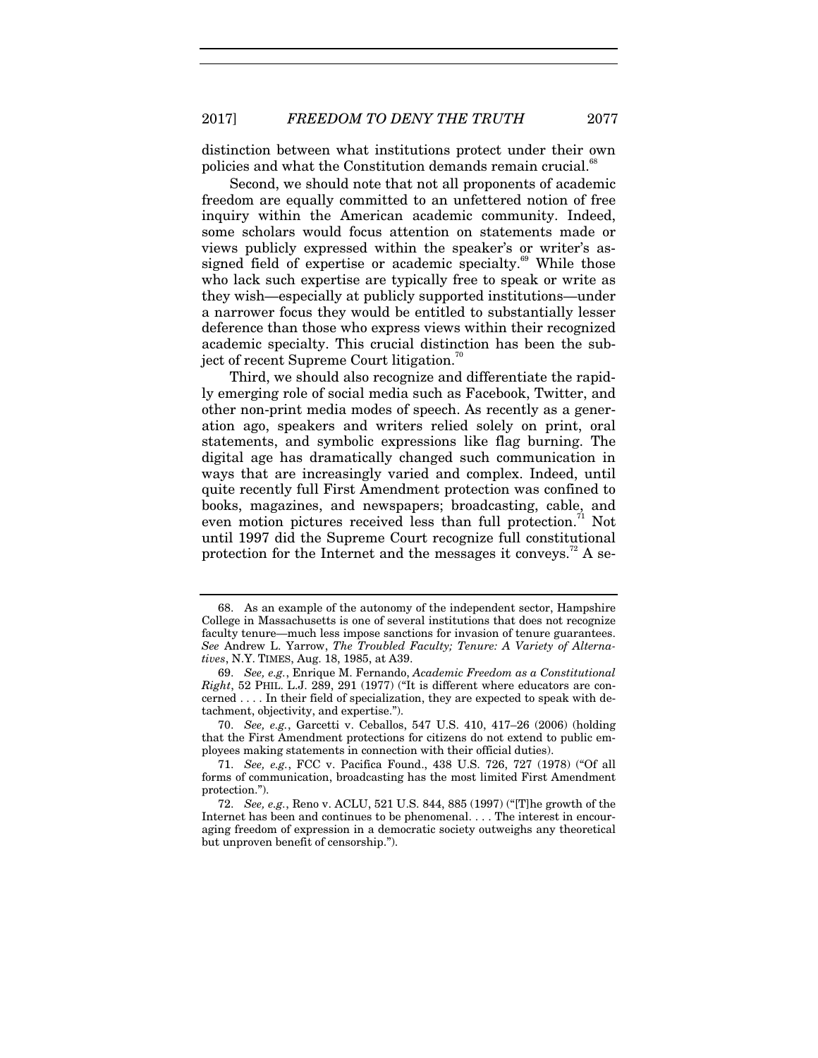distinction between what institutions protect under their own policies and what the Constitution demands remain crucial.[68]

Second, we should note that not all proponents of academic freedom are equally committed to an unfettered notion of free inquiry within the American academic community. Indeed, some scholars would focus attention on statements made or views publicly expressed within the speaker's or writer's assigned field of expertise or academic specialty.[69] While those who lack such expertise are typically free to speak or write as they wish—especially at publicly supported institutions—under a narrower focus they would be entitled to substantially lesser deference than those who express views within their recognized academic specialty. This crucial distinction has been the subject of recent Supreme Court litigation.[70]

Third, we should also recognize and differentiate the rapidly emerging role of social media such as Facebook, Twitter, and other non-print media modes of speech. As recently as a generation ago, speakers and writers relied solely on print, oral statements, and symbolic expressions like flag burning. The digital age has dramatically changed such communication in ways that are increasingly varied and complex. Indeed, until quite recently full First Amendment protection was confined to books, magazines, and newspapers; broadcasting, cable, and even motion pictures received less than full protection.[71] Not until 1997 did the Supreme Court recognize full constitutional protection for the Internet and the messages it conveys.[72] A se-

---

68. As an example of the autonomy of the independent sector, Hampshire College in Massachusetts is one of several institutions that does not recognize faculty tenure—much less impose sanctions for invasion of tenure guarantees. *See* Andrew L. Yarrow, *The Troubled Faculty; Tenure: A Variety of Alternatives*, N.Y. TIMES, Aug. 18, 1985, at A39.

69. *See, e.g.*, Enrique M. Fernando, *Academic Freedom as a Constitutional Right*, 52 PHIL. L.J. 289, 291 (1977) ("It is different where educators are concerned . . . . In their field of specialization, they are expected to speak with detachment, objectivity, and expertise.").

70. *See, e.g.*, Garcetti v. Ceballos, 547 U.S. 410, 417–26 (2006) (holding that the First Amendment protections for citizens do not extend to public employees making statements in connection with their official duties).

71. *See, e.g.*, FCC v. Pacifica Found., 438 U.S. 726, 727 (1978) ("Of all forms of communication, broadcasting has the most limited First Amendment protection.").

72. *See, e.g.*, Reno v. ACLU, 521 U.S. 844, 885 (1997) ("[T]he growth of the Internet has been and continues to be phenomenal. . . . The interest in encouraging freedom of expression in a democratic society outweighs any theoretical but unproven benefit of censorship.").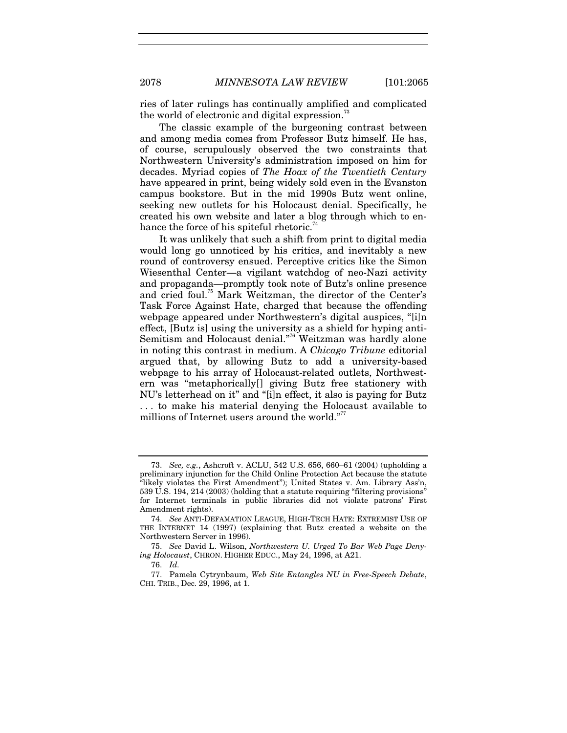ries of later rulings has continually amplified and complicated the world of electronic and digital expression.[73]

The classic example of the burgeoning contrast between and among media comes from Professor Butz himself. He has, of course, scrupulously observed the two constraints that Northwestern University's administration imposed on him for decades. Myriad copies of *The Hoax of the Twentieth Century* have appeared in print, being widely sold even in the Evanston campus bookstore. But in the mid 1990s Butz went online, seeking new outlets for his Holocaust denial. Specifically, he created his own website and later a blog through which to enhance the force of his spiteful rhetoric.[74]

It was unlikely that such a shift from print to digital media would long go unnoticed by his critics, and inevitably a new round of controversy ensued. Perceptive critics like the Simon Wiesenthal Center—a vigilant watchdog of neo-Nazi activity and propaganda—promptly took note of Butz's online presence and cried foul.[75] Mark Weitzman, the director of the Center's Task Force Against Hate, charged that because the offending webpage appeared under Northwestern's digital auspices, "[i]n effect, [Butz is] using the university as a shield for hyping anti-Semitism and Holocaust denial."[76] Weitzman was hardly alone in noting this contrast in medium. A *Chicago Tribune* editorial argued that, by allowing Butz to add a university-based webpage to his array of Holocaust-related outlets, Northwestern was "metaphorically[] giving Butz free stationery with NU's letterhead on it" and "[i]n effect, it also is paying for Butz . . . to make his material denying the Holocaust available to millions of Internet users around the world."[77]

---

73. *See, e.g.*, Ashcroft v. ACLU, 542 U.S. 656, 660–61 (2004) (upholding a preliminary injunction for the Child Online Protection Act because the statute "likely violates the First Amendment"); United States v. Am. Library Ass'n, 539 U.S. 194, 214 (2003) (holding that a statute requiring "filtering provisions" for Internet terminals in public libraries did not violate patrons' First Amendment rights).

74. *See* ANTI-DEFAMATION LEAGUE, HIGH-TECH HATE: EXTREMIST USE OF THE INTERNET 14 (1997) (explaining that Butz created a website on the Northwestern Server in 1996).

75. *See* David L. Wilson, *Northwestern U. Urged To Bar Web Page Denying Holocaust*, CHRON. HIGHER EDUC., May 24, 1996, at A21.

76. *Id.*

77. Pamela Cytrynbaum, *Web Site Entangles NU in Free-Speech Debate*, CHI. TRIB., Dec. 29, 1996, at 1.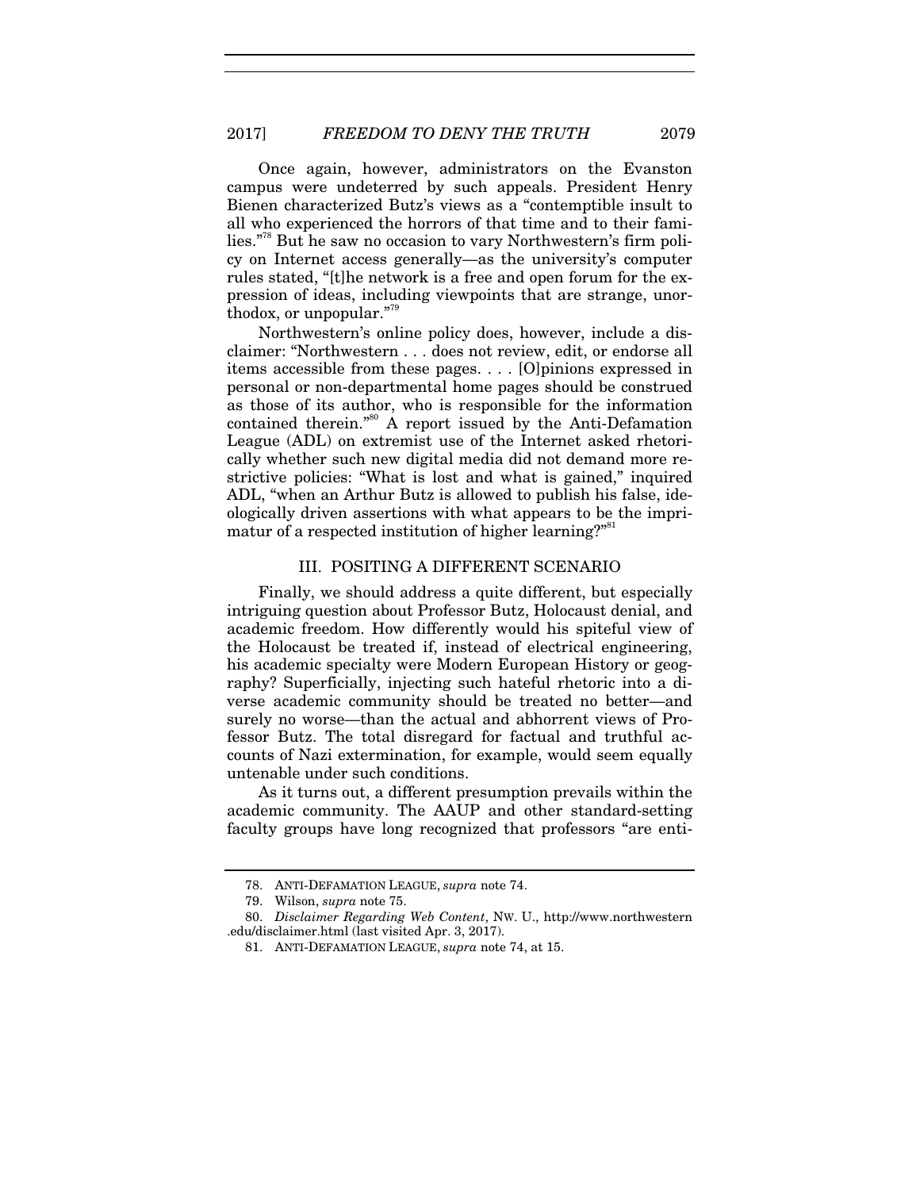Once again, however, administrators on the Evanston campus were undeterred by such appeals. President Henry Bienen characterized Butz's views as a "contemptible insult to all who experienced the horrors of that time and to their families."[78] But he saw no occasion to vary Northwestern's firm policy on Internet access generally—as the university's computer rules stated, "[t]he network is a free and open forum for the expression of ideas, including viewpoints that are strange, unorthodox, or unpopular."[79]

Northwestern's online policy does, however, include a disclaimer: "Northwestern . . . does not review, edit, or endorse all items accessible from these pages. . . . [O]pinions expressed in personal or non-departmental home pages should be construed as those of its author, who is responsible for the information contained therein."[80] A report issued by the Anti-Defamation League (ADL) on extremist use of the Internet asked rhetorically whether such new digital media did not demand more restrictive policies: "What is lost and what is gained," inquired ADL, "when an Arthur Butz is allowed to publish his false, ideologically driven assertions with what appears to be the imprimatur of a respected institution of higher learning?"[81]

## III. POSITING A DIFFERENT SCENARIO

Finally, we should address a quite different, but especially intriguing question about Professor Butz, Holocaust denial, and academic freedom. How differently would his spiteful view of the Holocaust be treated if, instead of electrical engineering, his academic specialty were Modern European History or geography? Superficially, injecting such hateful rhetoric into a diverse academic community should be treated no better—and surely no worse—than the actual and abhorrent views of Professor Butz. The total disregard for factual and truthful accounts of Nazi extermination, for example, would seem equally untenable under such conditions.

As it turns out, a different presumption prevails within the academic community. The AAUP and other standard-setting faculty groups have long recognized that professors "are enti-

---

78. ANTI-DEFAMATION LEAGUE, *supra* note 74.

79. Wilson, *supra* note 75.

80. *Disclaimer Regarding Web Content*, NW. U., http://www.northwestern.edu/disclaimer.html (last visited Apr. 3, 2017).

81. ANTI-DEFAMATION LEAGUE, *supra* note 74, at 15.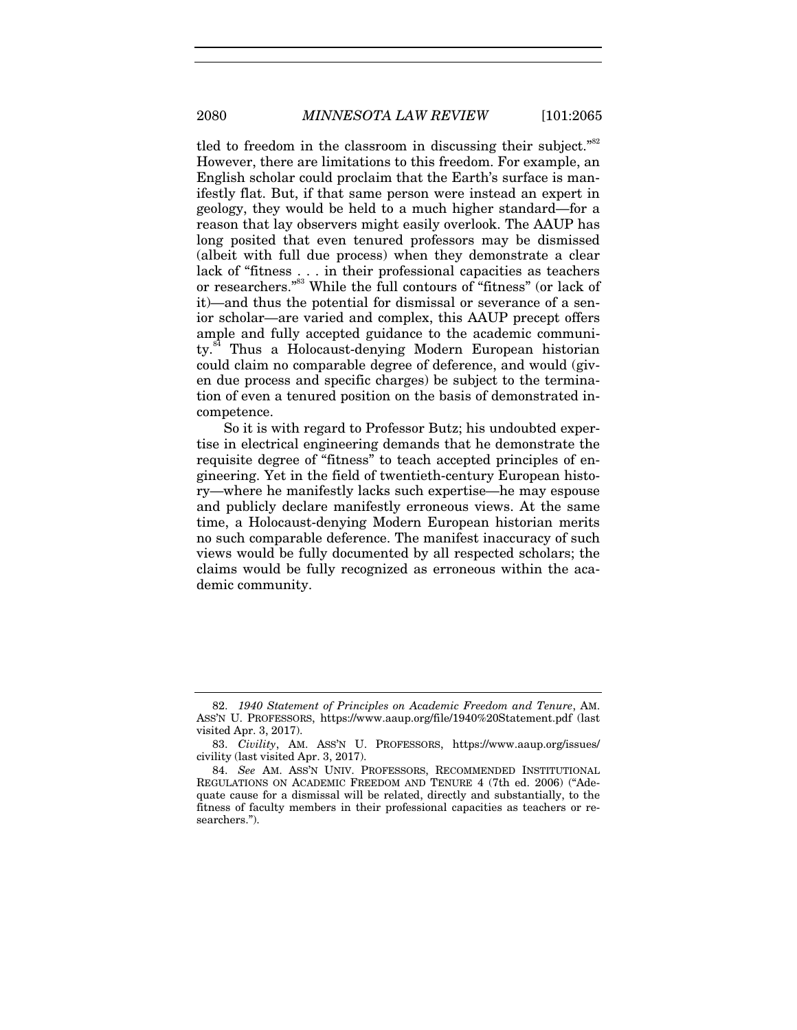tled to freedom in the classroom in discussing their subject."[82] However, there are limitations to this freedom. For example, an English scholar could proclaim that the Earth's surface is manifestly flat. But, if that same person were instead an expert in geology, they would be held to a much higher standard—for a reason that lay observers might easily overlook. The AAUP has long posited that even tenured professors may be dismissed (albeit with full due process) when they demonstrate a clear lack of "fitness . . . in their professional capacities as teachers or researchers."[83] While the full contours of "fitness" (or lack of it)—and thus the potential for dismissal or severance of a senior scholar—are varied and complex, this AAUP precept offers ample and fully accepted guidance to the academic community.[84] Thus a Holocaust-denying Modern European historian could claim no comparable degree of deference, and would (given due process and specific charges) be subject to the termination of even a tenured position on the basis of demonstrated incompetence.

So it is with regard to Professor Butz; his undoubted expertise in electrical engineering demands that he demonstrate the requisite degree of "fitness" to teach accepted principles of engineering. Yet in the field of twentieth-century European history—where he manifestly lacks such expertise—he may espouse and publicly declare manifestly erroneous views. At the same time, a Holocaust-denying Modern European historian merits no such comparable deference. The manifest inaccuracy of such views would be fully documented by all respected scholars; the claims would be fully recognized as erroneous within the academic community.

---

82. *1940 Statement of Principles on Academic Freedom and Tenure*, AM. ASS'N U. PROFESSORS, https://www.aaup.org/file/1940%20Statement.pdf (last visited Apr. 3, 2017).

83. *Civility*, AM. ASS'N U. PROFESSORS, https://www.aaup.org/issues/civility (last visited Apr. 3, 2017).

84. *See* AM. ASS'N UNIV. PROFESSORS, RECOMMENDED INSTITUTIONAL REGULATIONS ON ACADEMIC FREEDOM AND TENURE 4 (7th ed. 2006) ("Adequate cause for a dismissal will be related, directly and substantially, to the fitness of faculty members in their professional capacities as teachers or researchers.").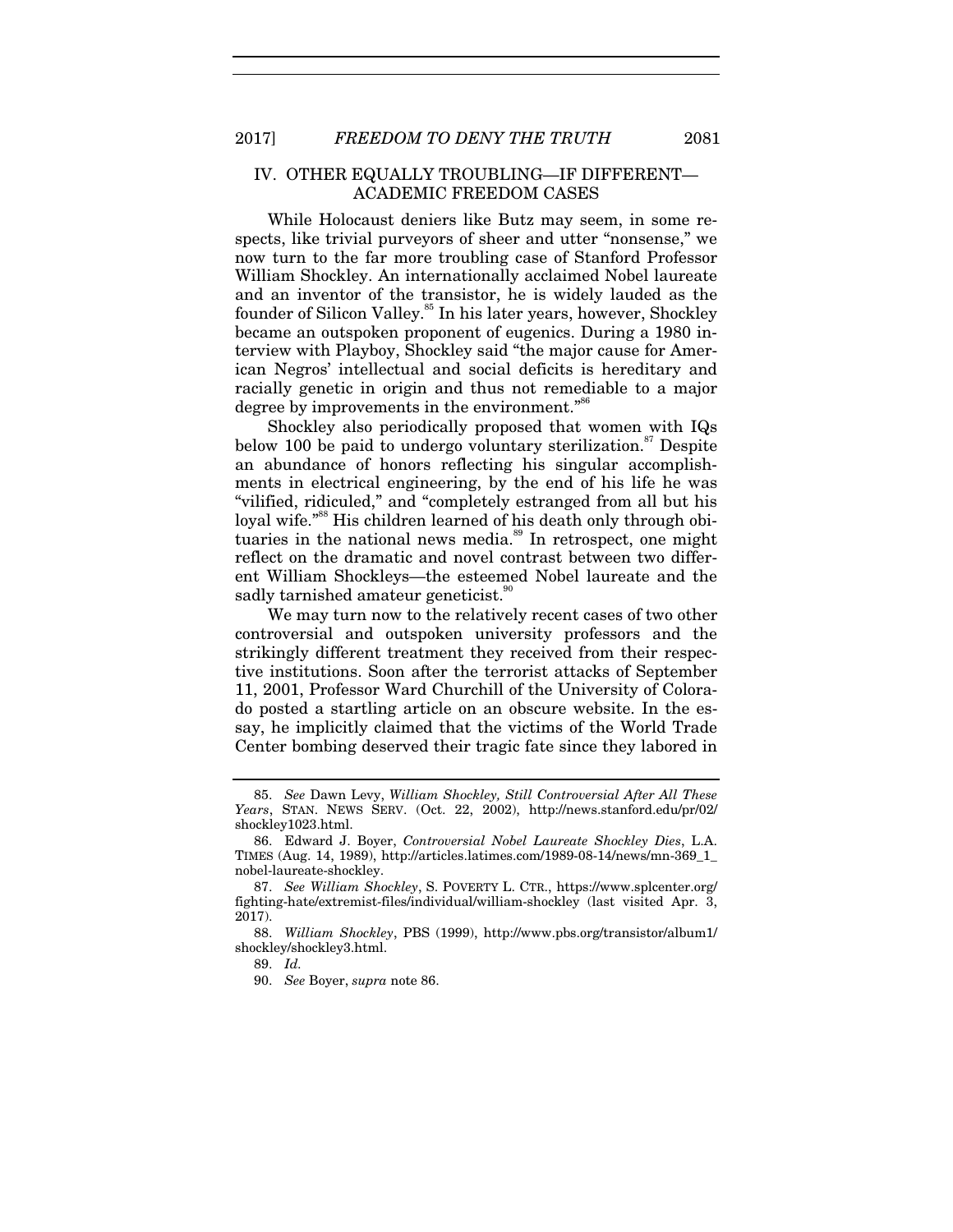## IV. OTHER EQUALLY TROUBLING—IF DIFFERENT—ACADEMIC FREEDOM CASES

While Holocaust deniers like Butz may seem, in some respects, like trivial purveyors of sheer and utter "nonsense," we now turn to the far more troubling case of Stanford Professor William Shockley. An internationally acclaimed Nobel laureate and an inventor of the transistor, he is widely lauded as the founder of Silicon Valley.[85] In his later years, however, Shockley became an outspoken proponent of eugenics. During a 1980 interview with Playboy, Shockley said "the major cause for American Negros' intellectual and social deficits is hereditary and racially genetic in origin and thus not remediable to a major degree by improvements in the environment."[86]

Shockley also periodically proposed that women with IQs below 100 be paid to undergo voluntary sterilization.[87] Despite an abundance of honors reflecting his singular accomplishments in electrical engineering, by the end of his life he was "vilified, ridiculed," and "completely estranged from all but his loyal wife."[88] His children learned of his death only through obituaries in the national news media.[89] In retrospect, one might reflect on the dramatic and novel contrast between two different William Shockleys—the esteemed Nobel laureate and the sadly tarnished amateur geneticist.[90]

We may turn now to the relatively recent cases of two other controversial and outspoken university professors and the strikingly different treatment they received from their respective institutions. Soon after the terrorist attacks of September 11, 2001, Professor Ward Churchill of the University of Colorado posted a startling article on an obscure website. In the essay, he implicitly claimed that the victims of the World Trade Center bombing deserved their tragic fate since they labored in

---

85. *See* Dawn Levy, *William Shockley, Still Controversial After All These Years*, STAN. NEWS SERV. (Oct. 22, 2002), http://news.stanford.edu/pr/02/shockley1023.html.

86. Edward J. Boyer, *Controversial Nobel Laureate Shockley Dies*, L.A. TIMES (Aug. 14, 1989), http://articles.latimes.com/1989-08-14/news/mn-369_1_nobel-laureate-shockley.

87. *See William Shockley*, S. POVERTY L. CTR., https://www.splcenter.org/fighting-hate/extremist-files/individual/william-shockley (last visited Apr. 3, 2017).

88. *William Shockley*, PBS (1999), http://www.pbs.org/transistor/album1/shockley/shockley3.html.

89. *Id.*

90. *See* Boyer, *supra* note 86.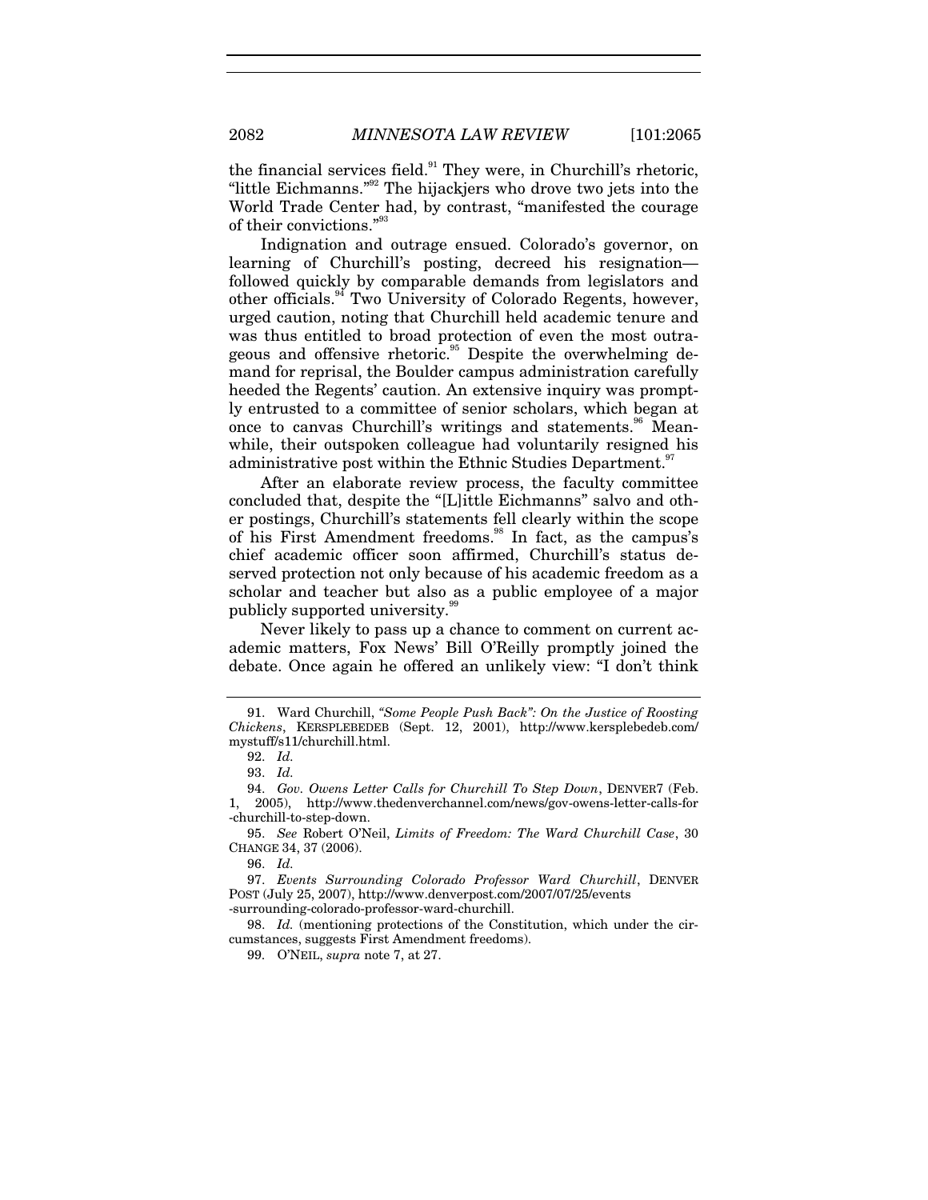the financial services field.[91] They were, in Churchill's rhetoric, "little Eichmanns."[92] The hijackjers who drove two jets into the World Trade Center had, by contrast, "manifested the courage of their convictions."[93]

Indignation and outrage ensued. Colorado's governor, on learning of Churchill's posting, decreed his resignation—followed quickly by comparable demands from legislators and other officials.[94] Two University of Colorado Regents, however, urged caution, noting that Churchill held academic tenure and was thus entitled to broad protection of even the most outrageous and offensive rhetoric.[95] Despite the overwhelming demand for reprisal, the Boulder campus administration carefully heeded the Regents' caution. An extensive inquiry was promptly entrusted to a committee of senior scholars, which began at once to canvas Churchill's writings and statements.[96] Meanwhile, their outspoken colleague had voluntarily resigned his administrative post within the Ethnic Studies Department.[97]

After an elaborate review process, the faculty committee concluded that, despite the "[L]ittle Eichmanns" salvo and other postings, Churchill's statements fell clearly within the scope of his First Amendment freedoms.[98] In fact, as the campus's chief academic officer soon affirmed, Churchill's status deserved protection not only because of his academic freedom as a scholar and teacher but also as a public employee of a major publicly supported university.[99]

Never likely to pass up a chance to comment on current academic matters, Fox News' Bill O'Reilly promptly joined the debate. Once again he offered an unlikely view: "I don't think

---

91. Ward Churchill, *"Some People Push Back": On the Justice of Roosting Chickens*, KERSPLEBEDEB (Sept. 12, 2001), http://www.kersplebedeb.com/mystuff/s11/churchill.html.

92. *Id.*

93. *Id.*

94. *Gov. Owens Letter Calls for Churchill To Step Down*, DENVER7 (Feb. 1, 2005), http://www.thedenverchannel.com/news/gov-owens-letter-calls-for-churchill-to-step-down.

95. *See* Robert O'Neil, *Limits of Freedom: The Ward Churchill Case*, 30 CHANGE 34, 37 (2006).

96. *Id.*

97. *Events Surrounding Colorado Professor Ward Churchill*, DENVER POST (July 25, 2007), http://www.denverpost.com/2007/07/25/events-surrounding-colorado-professor-ward-churchill.

98. *Id.* (mentioning protections of the Constitution, which under the circumstances, suggests First Amendment freedoms).

99. O'NEIL, *supra* note 7, at 27.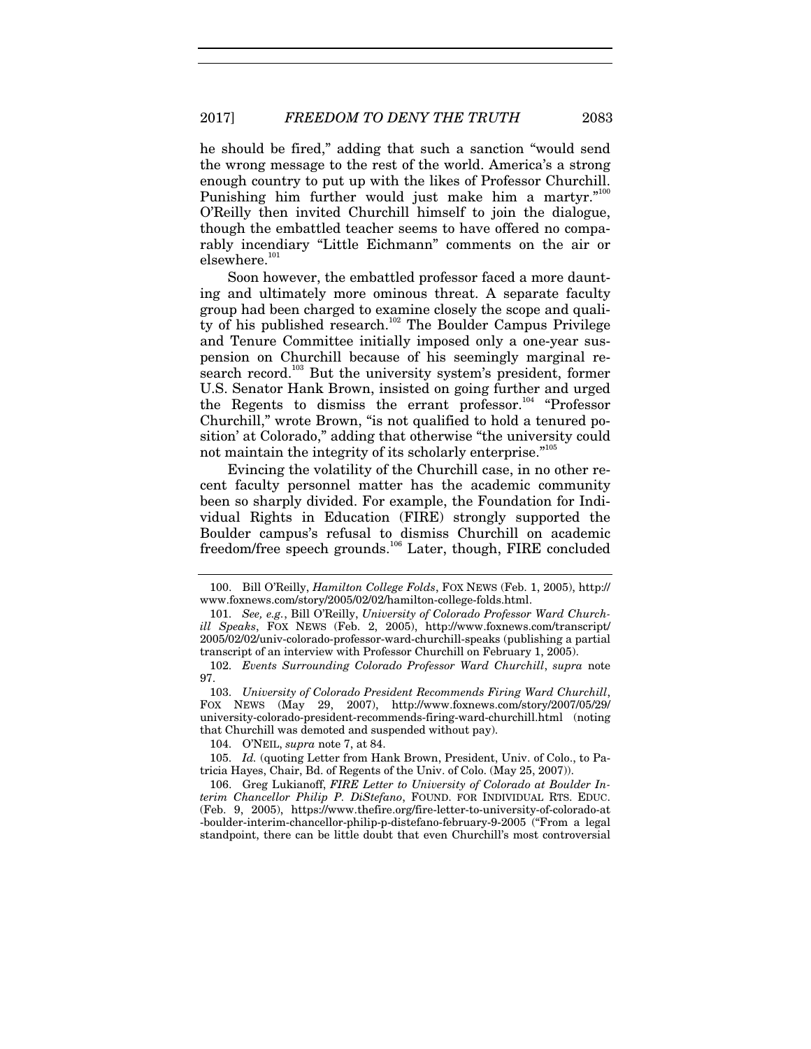he should be fired," adding that such a sanction "would send the wrong message to the rest of the world. America's a strong enough country to put up with the likes of Professor Churchill. Punishing him further would just make him a martyr."[100] O'Reilly then invited Churchill himself to join the dialogue, though the embattled teacher seems to have offered no comparably incendiary "Little Eichmann" comments on the air or elsewhere.[101]

Soon however, the embattled professor faced a more daunting and ultimately more ominous threat. A separate faculty group had been charged to examine closely the scope and quality of his published research.[102] The Boulder Campus Privilege and Tenure Committee initially imposed only a one-year suspension on Churchill because of his seemingly marginal research record.[103] But the university system's president, former U.S. Senator Hank Brown, insisted on going further and urged the Regents to dismiss the errant professor.[104] "Professor Churchill," wrote Brown, "is not qualified to hold a tenured position' at Colorado," adding that otherwise "the university could not maintain the integrity of its scholarly enterprise."[105]

Evincing the volatility of the Churchill case, in no other recent faculty personnel matter has the academic community been so sharply divided. For example, the Foundation for Individual Rights in Education (FIRE) strongly supported the Boulder campus's refusal to dismiss Churchill on academic freedom/free speech grounds.[106] Later, though, FIRE concluded

---

100. Bill O'Reilly, *Hamilton College Folds*, FOX NEWS (Feb. 1, 2005), http://www.foxnews.com/story/2005/02/02/hamilton-college-folds.html.

101. *See, e.g.*, Bill O'Reilly, *University of Colorado Professor Ward Churchill Speaks*, FOX NEWS (Feb. 2, 2005), http://www.foxnews.com/transcript/2005/02/02/univ-colorado-professor-ward-churchill-speaks (publishing a partial transcript of an interview with Professor Churchill on February 1, 2005).

102. *Events Surrounding Colorado Professor Ward Churchill*, *supra* note 97.

103. *University of Colorado President Recommends Firing Ward Churchill*, FOX NEWS (May 29, 2007), http://www.foxnews.com/story/2007/05/29/university-colorado-president-recommends-firing-ward-churchill.html (noting that Churchill was demoted and suspended without pay).

104. O'NEIL, *supra* note 7, at 84.

105. *Id.* (quoting Letter from Hank Brown, President, Univ. of Colo., to Patricia Hayes, Chair, Bd. of Regents of the Univ. of Colo. (May 25, 2007)).

106. Greg Lukianoff, *FIRE Letter to University of Colorado at Boulder Interim Chancellor Philip P. DiStefano*, FOUND. FOR INDIVIDUAL RTS. EDUC. (Feb. 9, 2005), https://www.thefire.org/fire-letter-to-university-of-colorado-at-boulder-interim-chancellor-philip-p-distefano-february-9-2005 ("From a legal standpoint, there can be little doubt that even Churchill's most controversial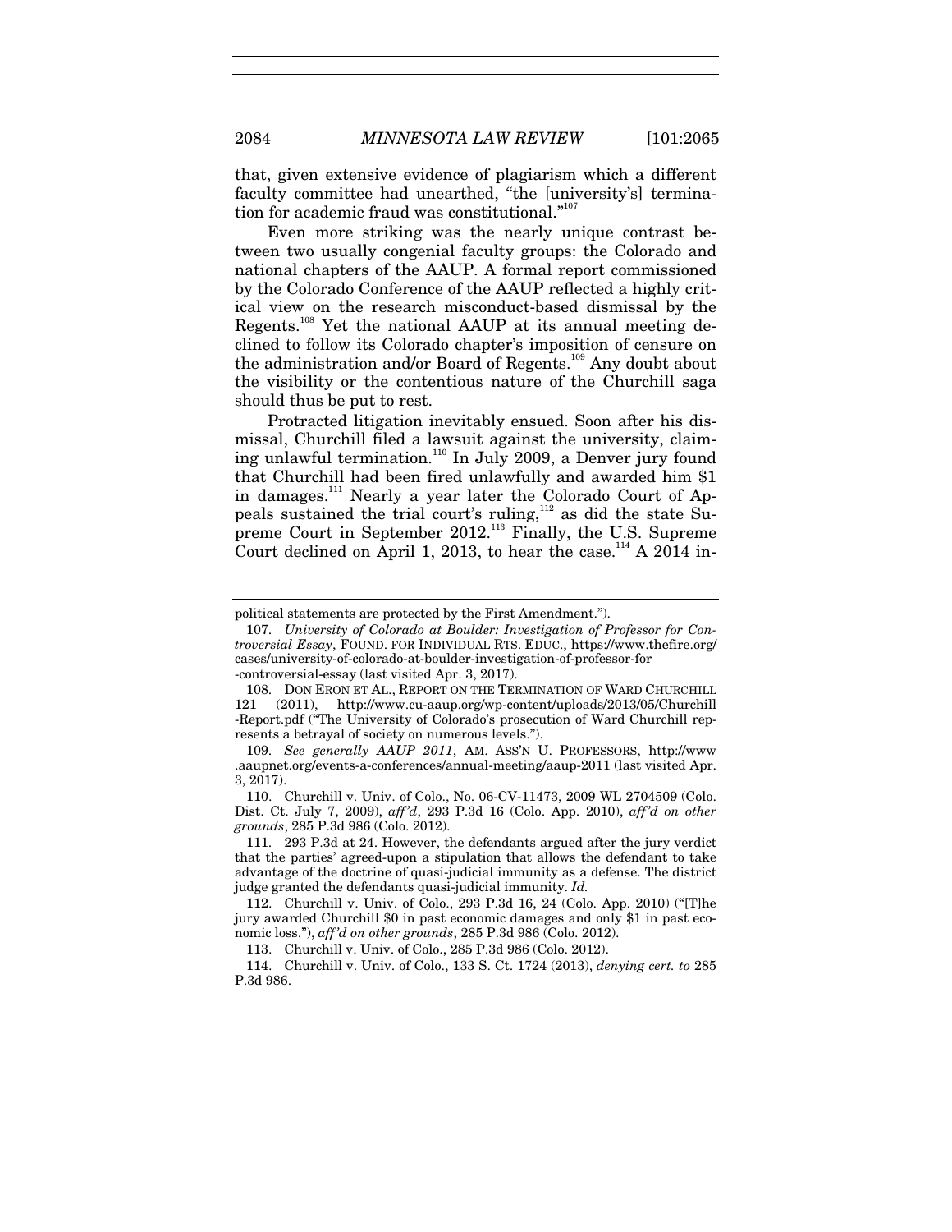that, given extensive evidence of plagiarism which a different faculty committee had unearthed, "the [university's] termination for academic fraud was constitutional."[107]

Even more striking was the nearly unique contrast between two usually congenial faculty groups: the Colorado and national chapters of the AAUP. A formal report commissioned by the Colorado Conference of the AAUP reflected a highly critical view on the research misconduct-based dismissal by the Regents.[108] Yet the national AAUP at its annual meeting declined to follow its Colorado chapter's imposition of censure on the administration and/or Board of Regents.[109] Any doubt about the visibility or the contentious nature of the Churchill saga should thus be put to rest.

Protracted litigation inevitably ensued. Soon after his dismissal, Churchill filed a lawsuit against the university, claiming unlawful termination.[110] In July 2009, a Denver jury found that Churchill had been fired unlawfully and awarded him $1 in damages.[111] Nearly a year later the Colorado Court of Appeals sustained the trial court's ruling,[112] as did the state Supreme Court in September 2012.[113] Finally, the U.S. Supreme Court declined on April 1, 2013, to hear the case.[114] A 2014 in-

---

political statements are protected by the First Amendment.").

107. *University of Colorado at Boulder: Investigation of Professor for Controversial Essay*, FOUND. FOR INDIVIDUAL RTS. EDUC., https://www.thefire.org/cases/university-of-colorado-at-boulder-investigation-of-professor-for-controversial-essay (last visited Apr. 3, 2017).

108. DON ERON ET AL., REPORT ON THE TERMINATION OF WARD CHURCHILL 121 (2011), http://www.cu-aaup.org/wp-content/uploads/2013/05/Churchill-Report.pdf ("The University of Colorado's prosecution of Ward Churchill represents a betrayal of society on numerous levels.").

109. *See generally AAUP 2011*, AM. ASS'N U. PROFESSORS, http://www.aaupnet.org/events-a-conferences/annual-meeting/aaup-2011 (last visited Apr. 3, 2017).

110. Churchill v. Univ. of Colo., No. 06-CV-11473, 2009 WL 2704509 (Colo. Dist. Ct. July 7, 2009), *aff'd*, 293 P.3d 16 (Colo. App. 2010), *aff'd on other grounds*, 285 P.3d 986 (Colo. 2012).

111. 293 P.3d at 24. However, the defendants argued after the jury verdict that the parties' agreed-upon a stipulation that allows the defendant to take advantage of the doctrine of quasi-judicial immunity as a defense. The district judge granted the defendants quasi-judicial immunity. *Id.*

112. Churchill v. Univ. of Colo., 293 P.3d 16, 24 (Colo. App. 2010) ("[T]he jury awarded Churchill $0 in past economic damages and only $1 in past economic loss."), *aff'd on other grounds*, 285 P.3d 986 (Colo. 2012).

113. Churchill v. Univ. of Colo., 285 P.3d 986 (Colo. 2012).

114. Churchill v. Univ. of Colo., 133 S. Ct. 1724 (2013), *denying cert. to* 285 P.3d 986.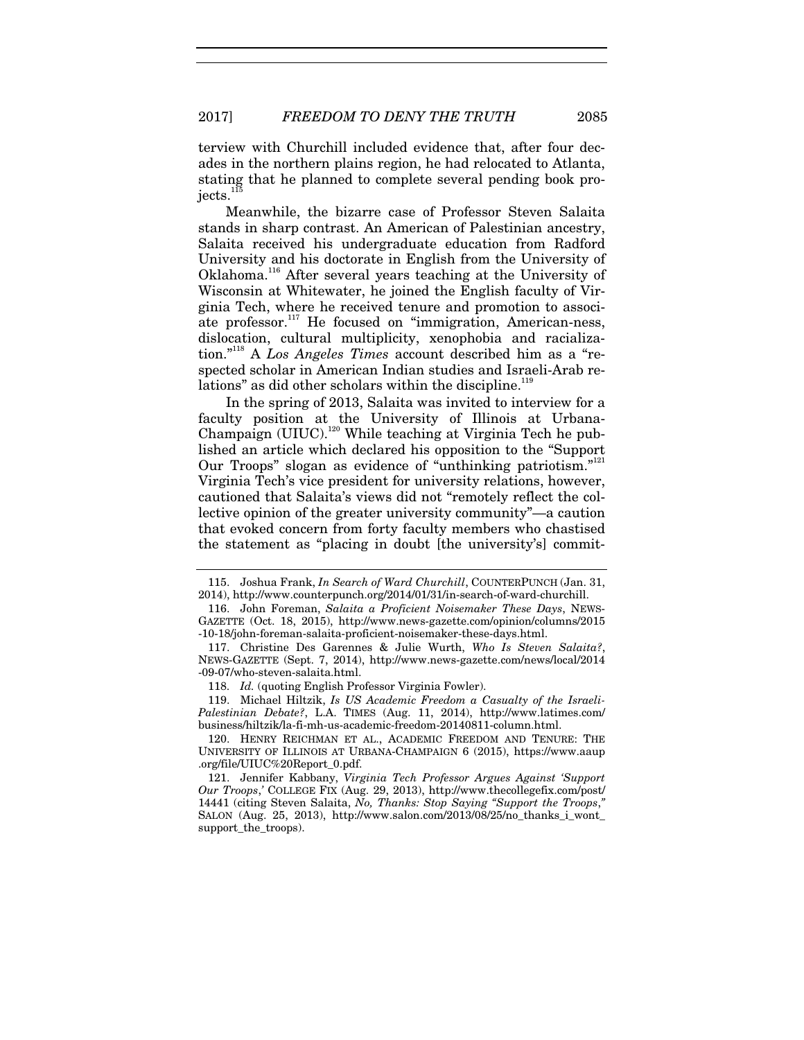terview with Churchill included evidence that, after four decades in the northern plains region, he had relocated to Atlanta, stating that he planned to complete several pending book projects.[115]

Meanwhile, the bizarre case of Professor Steven Salaita stands in sharp contrast. An American of Palestinian ancestry, Salaita received his undergraduate education from Radford University and his doctorate in English from the University of Oklahoma.[116] After several years teaching at the University of Wisconsin at Whitewater, he joined the English faculty of Virginia Tech, where he received tenure and promotion to associate professor.[117] He focused on "immigration, American-ness, dislocation, cultural multiplicity, xenophobia and racialization."[118] A *Los Angeles Times* account described him as a "respected scholar in American Indian studies and Israeli-Arab relations" as did other scholars within the discipline.[119]

In the spring of 2013, Salaita was invited to interview for a faculty position at the University of Illinois at Urbana-Champaign (UIUC).[120] While teaching at Virginia Tech he published an article which declared his opposition to the "Support Our Troops" slogan as evidence of "unthinking patriotism."[121] Virginia Tech's vice president for university relations, however, cautioned that Salaita's views did not "remotely reflect the collective opinion of the greater university community"—a caution that evoked concern from forty faculty members who chastised the statement as "placing in doubt [the university's] commit-

---

115. Joshua Frank, *In Search of Ward Churchill*, COUNTERPUNCH (Jan. 31, 2014), http://www.counterpunch.org/2014/01/31/in-search-of-ward-churchill.

116. John Foreman, *Salaita a Proficient Noisemaker These Days*, NEWS-GAZETTE (Oct. 18, 2015), http://www.news-gazette.com/opinion/columns/2015-10-18/john-foreman-salaita-proficient-noisemaker-these-days.html.

117. Christine Des Garennes & Julie Wurth, *Who Is Steven Salaita?*, NEWS-GAZETTE (Sept. 7, 2014), http://www.news-gazette.com/news/local/2014-09-07/who-steven-salaita.html.

118. *Id.* (quoting English Professor Virginia Fowler).

119. Michael Hiltzik, *Is US Academic Freedom a Casualty of the Israeli-Palestinian Debate?*, L.A. TIMES (Aug. 11, 2014), http://www.latimes.com/business/hiltzik/la-fi-mh-us-academic-freedom-20140811-column.html.

120. HENRY REICHMAN ET AL., ACADEMIC FREEDOM AND TENURE: THE UNIVERSITY OF ILLINOIS AT URBANA-CHAMPAIGN 6 (2015), https://www.aaup.org/file/UIUC%20Report_0.pdf.

121. Jennifer Kabbany, *Virginia Tech Professor Argues Against 'Support Our Troops*,*'* COLLEGE FIX (Aug. 29, 2013), http://www.thecollegefix.com/post/14441 (citing Steven Salaita, *No, Thanks: Stop Saying "Support the Troops*,*"* SALON (Aug. 25, 2013), http://www.salon.com/2013/08/25/no_thanks_i_wont_support_the_troops).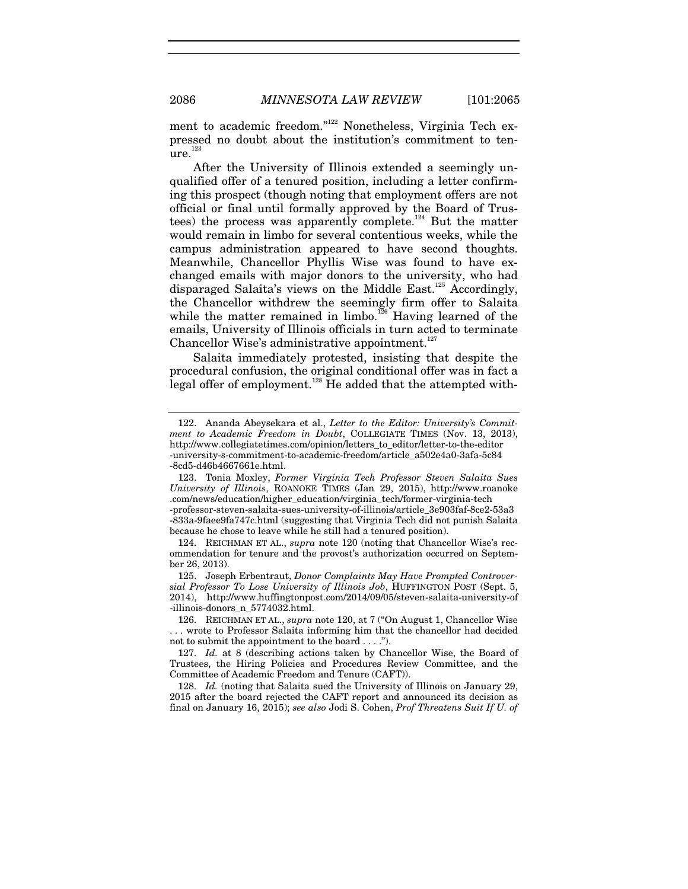ment to academic freedom."[122] Nonetheless, Virginia Tech expressed no doubt about the institution's commitment to tenure.[123]

After the University of Illinois extended a seemingly unqualified offer of a tenured position, including a letter confirming this prospect (though noting that employment offers are not official or final until formally approved by the Board of Trustees) the process was apparently complete.[124] But the matter would remain in limbo for several contentious weeks, while the campus administration appeared to have second thoughts. Meanwhile, Chancellor Phyllis Wise was found to have exchanged emails with major donors to the university, who had disparaged Salaita's views on the Middle East.[125] Accordingly, the Chancellor withdrew the seemingly firm offer to Salaita while the matter remained in limbo.[126] Having learned of the emails, University of Illinois officials in turn acted to terminate Chancellor Wise's administrative appointment.[127]

Salaita immediately protested, insisting that despite the procedural confusion, the original conditional offer was in fact a legal offer of employment.[128] He added that the attempted with-

---

122. Ananda Abeysekara et al., *Letter to the Editor: University's Commitment to Academic Freedom in Doubt*, COLLEGIATE TIMES (Nov. 13, 2013), http://www.collegiatetimes.com/opinion/letters_to_editor/letter-to-the-editor-university-s-commitment-to-academic-freedom/article_a502e4a0-3afa-5c84-8cd5-d46b4667661e.html.

123. Tonia Moxley, *Former Virginia Tech Professor Steven Salaita Sues University of Illinois*, ROANOKE TIMES (Jan 29, 2015), http://www.roanoke.com/news/education/higher_education/virginia_tech/former-virginia-tech-professor-steven-salaita-sues-university-of-illinois/article_3e903faf-8ce2-53a3-833a-9faee9fa747c.html (suggesting that Virginia Tech did not punish Salaita because he chose to leave while he still had a tenured position).

124. REICHMAN ET AL., *supra* note 120 (noting that Chancellor Wise's recommendation for tenure and the provost's authorization occurred on September 26, 2013).

125. Joseph Erbentraut, *Donor Complaints May Have Prompted Controversial Professor To Lose University of Illinois Job*, HUFFINGTON POST (Sept. 5, 2014), http://www.huffingtonpost.com/2014/09/05/steven-salaita-university-of-illinois-donors_n_5774032.html.

126. REICHMAN ET AL., *supra* note 120, at 7 ("On August 1, Chancellor Wise . . . wrote to Professor Salaita informing him that the chancellor had decided not to submit the appointment to the board . . . .").

127. *Id.* at 8 (describing actions taken by Chancellor Wise, the Board of Trustees, the Hiring Policies and Procedures Review Committee, and the Committee of Academic Freedom and Tenure (CAFT)).

128. *Id.* (noting that Salaita sued the University of Illinois on January 29, 2015 after the board rejected the CAFT report and announced its decision as final on January 16, 2015); *see also* Jodi S. Cohen, *Prof Threatens Suit If U. of*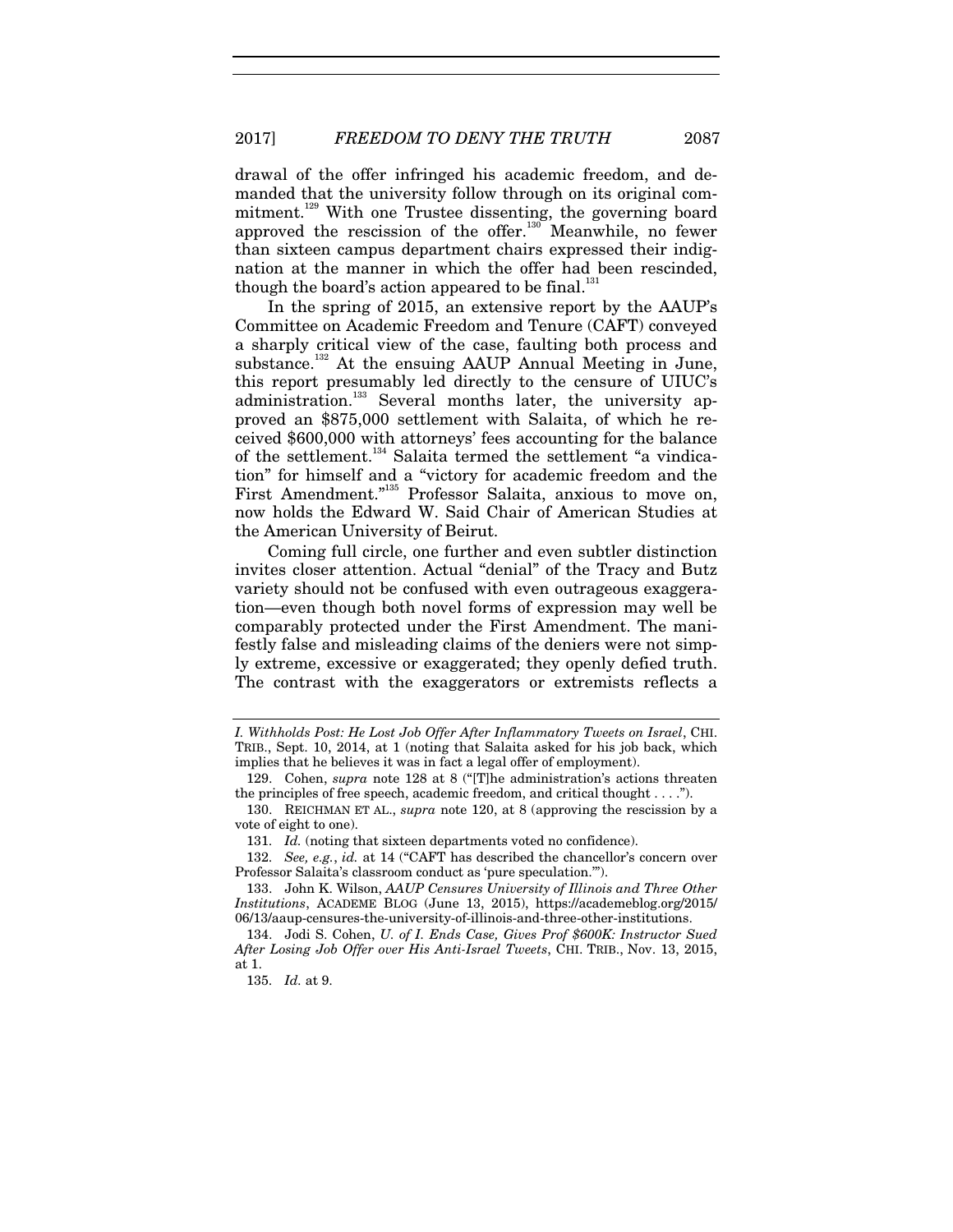drawal of the offer infringed his academic freedom, and demanded that the university follow through on its original commitment.[129] With one Trustee dissenting, the governing board approved the rescission of the offer.[130] Meanwhile, no fewer than sixteen campus department chairs expressed their indignation at the manner in which the offer had been rescinded, though the board's action appeared to be final.[131]

In the spring of 2015, an extensive report by the AAUP's Committee on Academic Freedom and Tenure (CAFT) conveyed a sharply critical view of the case, faulting both process and substance.[132] At the ensuing AAUP Annual Meeting in June, this report presumably led directly to the censure of UIUC's administration.[133] Several months later, the university approved an $875,000 settlement with Salaita, of which he received $600,000 with attorneys' fees accounting for the balance of the settlement.[134] Salaita termed the settlement "a vindication" for himself and a "victory for academic freedom and the First Amendment."[135] Professor Salaita, anxious to move on, now holds the Edward W. Said Chair of American Studies at the American University of Beirut.

Coming full circle, one further and even subtler distinction invites closer attention. Actual "denial" of the Tracy and Butz variety should not be confused with even outrageous exaggeration—even though both novel forms of expression may well be comparably protected under the First Amendment. The manifestly false and misleading claims of the deniers were not simply extreme, excessive or exaggerated; they openly defied truth. The contrast with the exaggerators or extremists reflects a

---

*I. Withholds Post: He Lost Job Offer After Inflammatory Tweets on Israel*, CHI. TRIB., Sept. 10, 2014, at 1 (noting that Salaita asked for his job back, which implies that he believes it was in fact a legal offer of employment).

129. Cohen, *supra* note 128 at 8 ("[T]he administration's actions threaten the principles of free speech, academic freedom, and critical thought . . . .").

130. REICHMAN ET AL., *supra* note 120, at 8 (approving the rescission by a vote of eight to one).

131. *Id.* (noting that sixteen departments voted no confidence).

132. *See, e.g.*, *id.* at 14 ("CAFT has described the chancellor's concern over Professor Salaita's classroom conduct as 'pure speculation.'").

133. John K. Wilson, *AAUP Censures University of Illinois and Three Other Institutions*, ACADEME BLOG (June 13, 2015), https://academeblog.org/2015/06/13/aaup-censures-the-university-of-illinois-and-three-other-institutions.

134. Jodi S. Cohen, *U. of I. Ends Case, Gives Prof $600K: Instructor Sued After Losing Job Offer over His Anti-Israel Tweets*, CHI. TRIB., Nov. 13, 2015, at 1.

135. *Id.* at 9.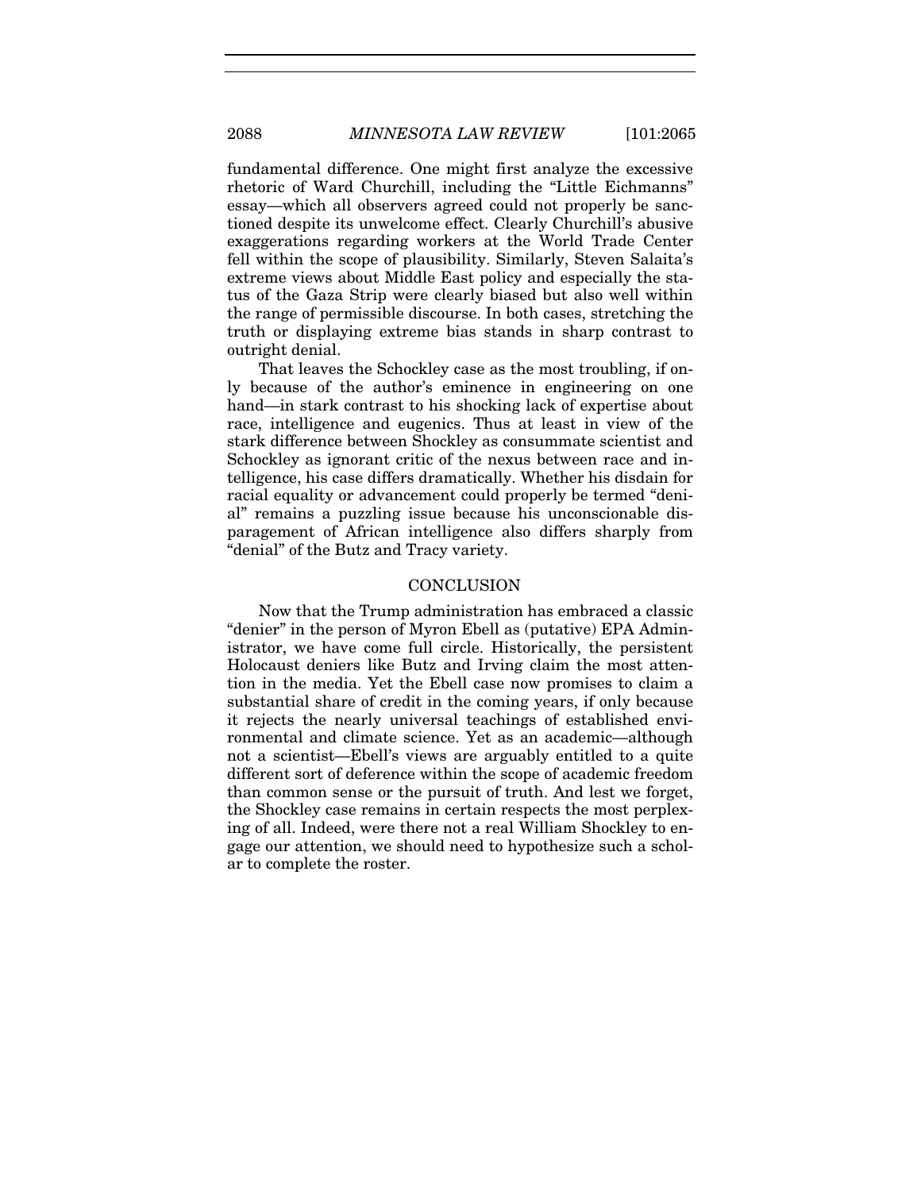fundamental difference. One might first analyze the excessive rhetoric of Ward Churchill, including the "Little Eichmanns" essay—which all observers agreed could not properly be sanctioned despite its unwelcome effect. Clearly Churchill's abusive exaggerations regarding workers at the World Trade Center fell within the scope of plausibility. Similarly, Steven Salaita's extreme views about Middle East policy and especially the status of the Gaza Strip were clearly biased but also well within the range of permissible discourse. In both cases, stretching the truth or displaying extreme bias stands in sharp contrast to outright denial.

That leaves the Schockley case as the most troubling, if only because of the author's eminence in engineering on one hand—in stark contrast to his shocking lack of expertise about race, intelligence and eugenics. Thus at least in view of the stark difference between Shockley as consummate scientist and Schockley as ignorant critic of the nexus between race and intelligence, his case differs dramatically. Whether his disdain for racial equality or advancement could properly be termed "denial" remains a puzzling issue because his unconscionable disparagement of African intelligence also differs sharply from "denial" of the Butz and Tracy variety.

## CONCLUSION

Now that the Trump administration has embraced a classic "denier" in the person of Myron Ebell as (putative) EPA Administrator, we have come full circle. Historically, the persistent Holocaust deniers like Butz and Irving claim the most attention in the media. Yet the Ebell case now promises to claim a substantial share of credit in the coming years, if only because it rejects the nearly universal teachings of established environmental and climate science. Yet as an academic—although not a scientist—Ebell's views are arguably entitled to a quite different sort of deference within the scope of academic freedom than common sense or the pursuit of truth. And lest we forget, the Shockley case remains in certain respects the most perplexing of all. Indeed, were there not a real William Shockley to engage our attention, we should need to hypothesize such a scholar to complete the roster.